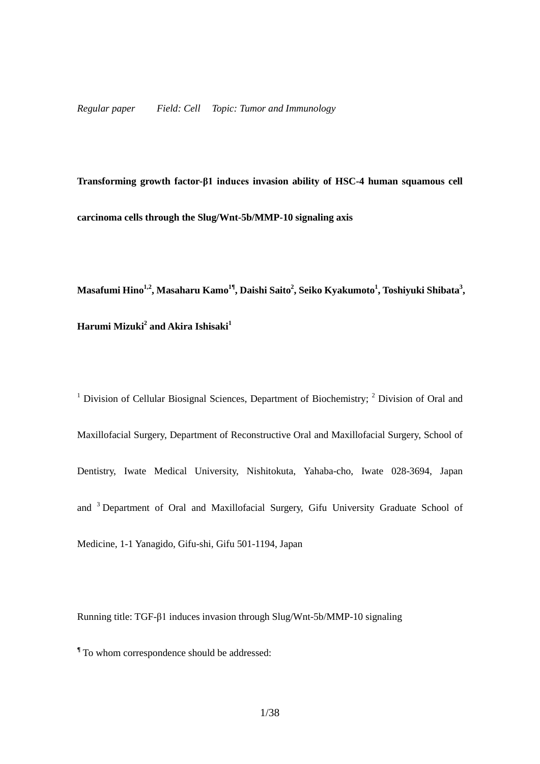*Regular paper Field: Cell Topic: Tumor and Immunology*

# Transforming growth factor-β1 induces invasion ability of HSC-4 human squamous cell carcinoma cells through the Slug/Wnt-5b/MMP-10 signaling axis

**Masafumi Hino[1,2], Masaharu Kamo[1¶], Daishi Saito[2], Seiko Kyakumoto[1], Toshiyuki Shibata[3], Harumi Mizuki[2] and Akira Ishisaki[1]**

[1] Division of Cellular Biosignal Sciences, Department of Biochemistry; [2] Division of Oral and Maxillofacial Surgery, Department of Reconstructive Oral and Maxillofacial Surgery, School of Dentistry, Iwate Medical University, Nishitokuta, Yahaba-cho, Iwate 028-3694, Japan and [3] Department of Oral and Maxillofacial Surgery, Gifu University Graduate School of Medicine, 1-1 Yanagido, Gifu-shi, Gifu 501-1194, Japan

Running title: TGF-β1 induces invasion through Slug/Wnt-5b/MMP-10 signaling

[¶] To whom correspondence should be addressed: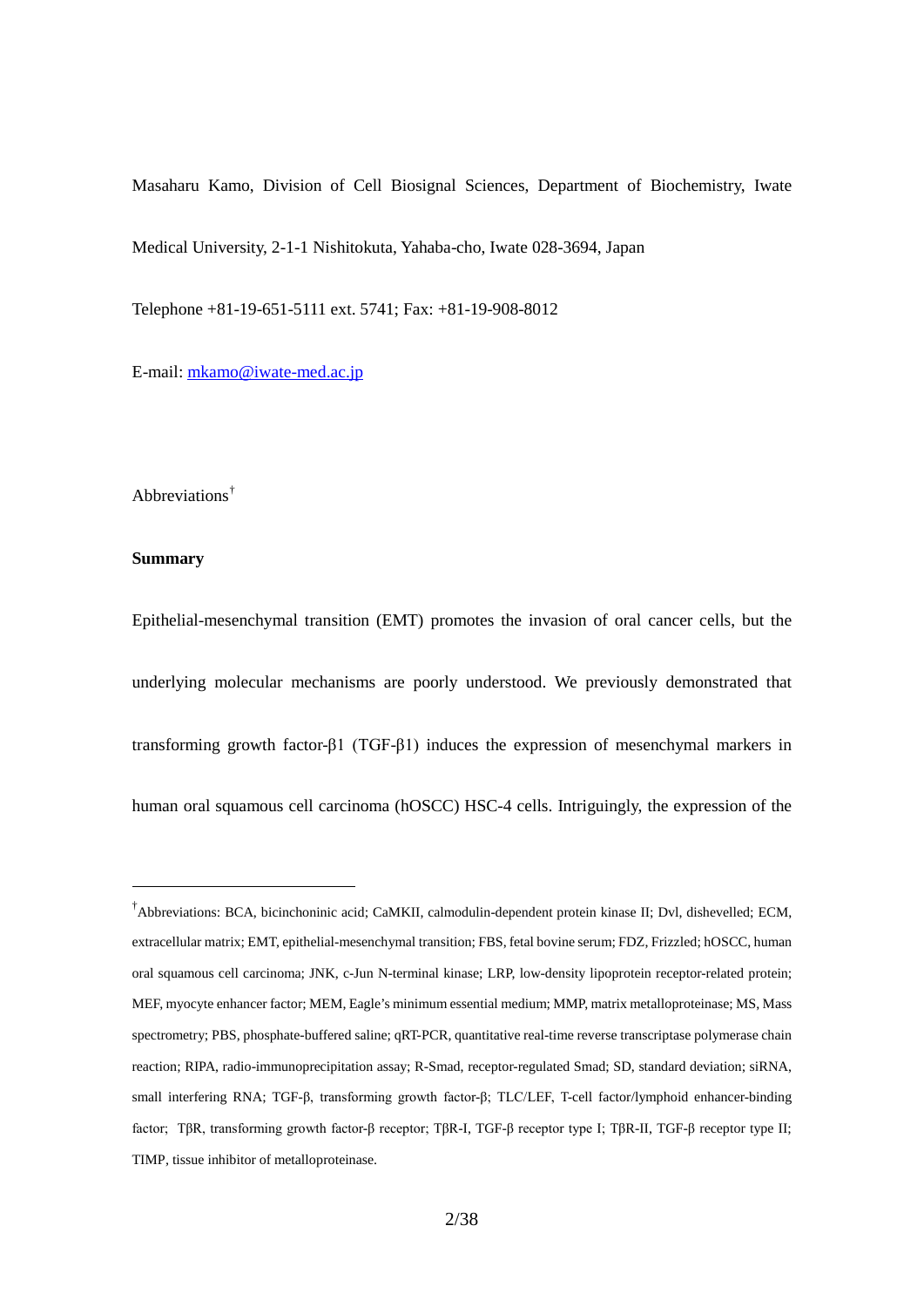Masaharu Kamo, Division of Cell Biosignal Sciences, Department of Biochemistry, Iwate Medical University, 2-1-1 Nishitokuta, Yahaba-cho, Iwate 028-3694, Japan

Telephone +81-19-651-5111 ext. 5741; Fax: +81-19-908-8012

E-mail: mkamo@iwate-med.ac.jp

Abbreviations[†]

**Summary**

Epithelial-mesenchymal transition (EMT) promotes the invasion of oral cancer cells, but the underlying molecular mechanisms are poorly understood. We previously demonstrated that transforming growth factor-β1 (TGF-β1) induces the expression of mesenchymal markers in human oral squamous cell carcinoma (hOSCC) HSC-4 cells. Intriguingly, the expression of the

---

[†]Abbreviations: BCA, bicinchoninic acid; CaMKII, calmodulin-dependent protein kinase II; Dvl, dishevelled; ECM, extracellular matrix; EMT, epithelial-mesenchymal transition; FBS, fetal bovine serum; FDZ, Frizzled; hOSCC, human oral squamous cell carcinoma; JNK, c-Jun N-terminal kinase; LRP, low-density lipoprotein receptor-related protein; MEF, myocyte enhancer factor; MEM, Eagle's minimum essential medium; MMP, matrix metalloproteinase; MS, Mass spectrometry; PBS, phosphate-buffered saline; qRT-PCR, quantitative real-time reverse transcriptase polymerase chain reaction; RIPA, radio-immunoprecipitation assay; R-Smad, receptor-regulated Smad; SD, standard deviation; siRNA, small interfering RNA; TGF-β, transforming growth factor-β; TLC/LEF, T-cell factor/lymphoid enhancer-binding factor; TβR, transforming growth factor-β receptor; TβR-I, TGF-β receptor type I; TβR-II, TGF-β receptor type II; TIMP, tissue inhibitor of metalloproteinase.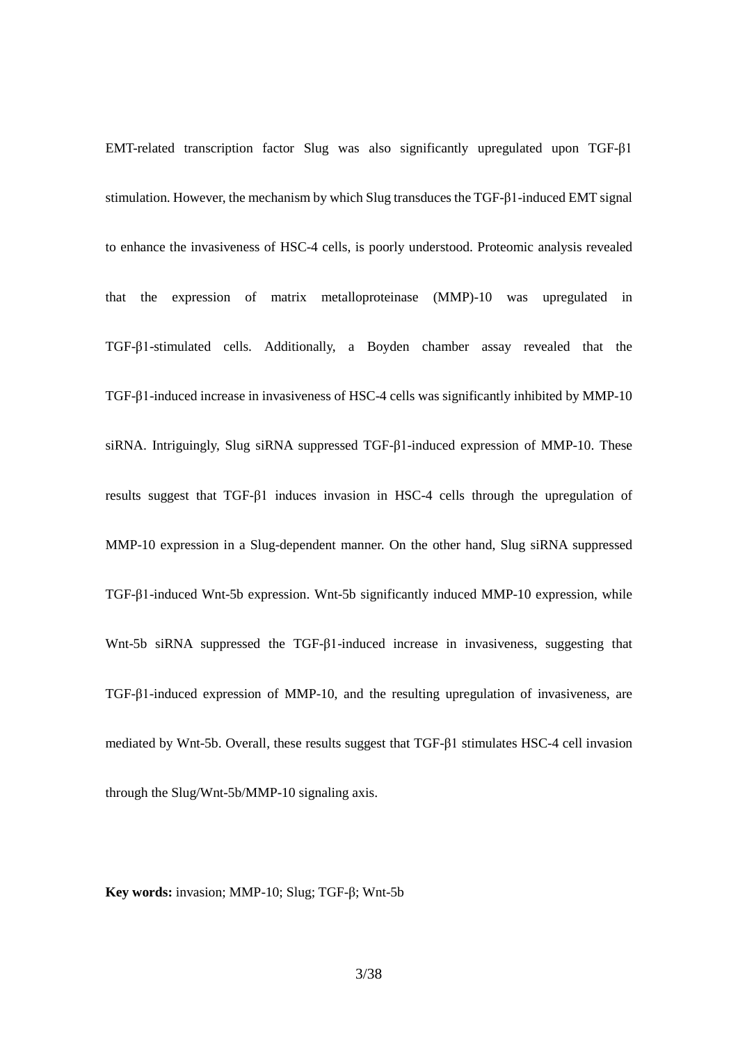EMT-related transcription factor Slug was also significantly upregulated upon TGF-β1 stimulation. However, the mechanism by which Slug transduces the TGF-β1-induced EMT signal to enhance the invasiveness of HSC-4 cells, is poorly understood. Proteomic analysis revealed that the expression of matrix metalloproteinase (MMP)-10 was upregulated in TGF-β1-stimulated cells. Additionally, a Boyden chamber assay revealed that the TGF-β1-induced increase in invasiveness of HSC-4 cells was significantly inhibited by MMP-10 siRNA. Intriguingly, Slug siRNA suppressed TGF-β1-induced expression of MMP-10. These results suggest that TGF-β1 induces invasion in HSC-4 cells through the upregulation of MMP-10 expression in a Slug-dependent manner. On the other hand, Slug siRNA suppressed TGF-β1-induced Wnt-5b expression. Wnt-5b significantly induced MMP-10 expression, while Wnt-5b siRNA suppressed the TGF-β1-induced increase in invasiveness, suggesting that TGF-β1-induced expression of MMP-10, and the resulting upregulation of invasiveness, are mediated by Wnt-5b. Overall, these results suggest that TGF-β1 stimulates HSC-4 cell invasion through the Slug/Wnt-5b/MMP-10 signaling axis.

**Key words:** invasion; MMP-10; Slug; TGF-β; Wnt-5b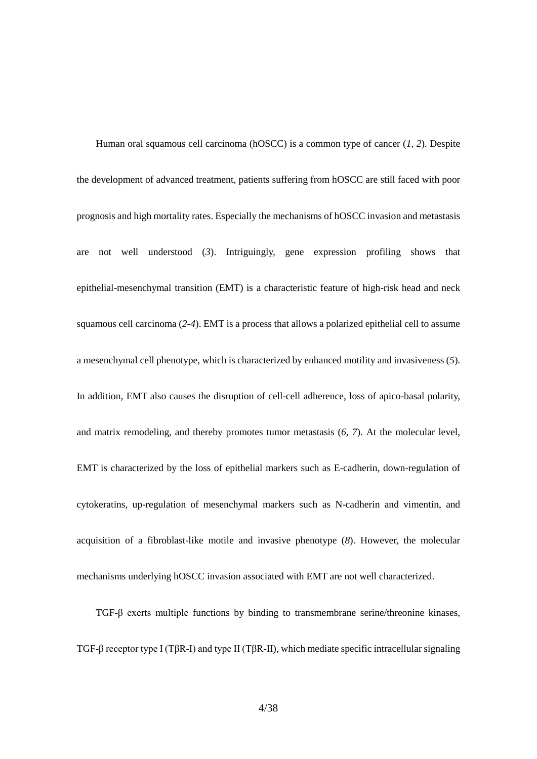Human oral squamous cell carcinoma (hOSCC) is a common type of cancer (*1, 2*). Despite the development of advanced treatment, patients suffering from hOSCC are still faced with poor prognosis and high mortality rates. Especially the mechanisms of hOSCC invasion and metastasis are not well understood (*3*). Intriguingly, gene expression profiling shows that epithelial-mesenchymal transition (EMT) is a characteristic feature of high-risk head and neck squamous cell carcinoma (*2-4*). EMT is a process that allows a polarized epithelial cell to assume a mesenchymal cell phenotype, which is characterized by enhanced motility and invasiveness (*5*). In addition, EMT also causes the disruption of cell-cell adherence, loss of apico-basal polarity, and matrix remodeling, and thereby promotes tumor metastasis (*6, 7*). At the molecular level, EMT is characterized by the loss of epithelial markers such as E-cadherin, down-regulation of cytokeratins, up-regulation of mesenchymal markers such as N-cadherin and vimentin, and acquisition of a fibroblast-like motile and invasive phenotype (*8*). However, the molecular mechanisms underlying hOSCC invasion associated with EMT are not well characterized.

TGF-β exerts multiple functions by binding to transmembrane serine/threonine kinases, TGF-β receptor type I (TβR-I) and type II (TβR-II), which mediate specific intracellular signaling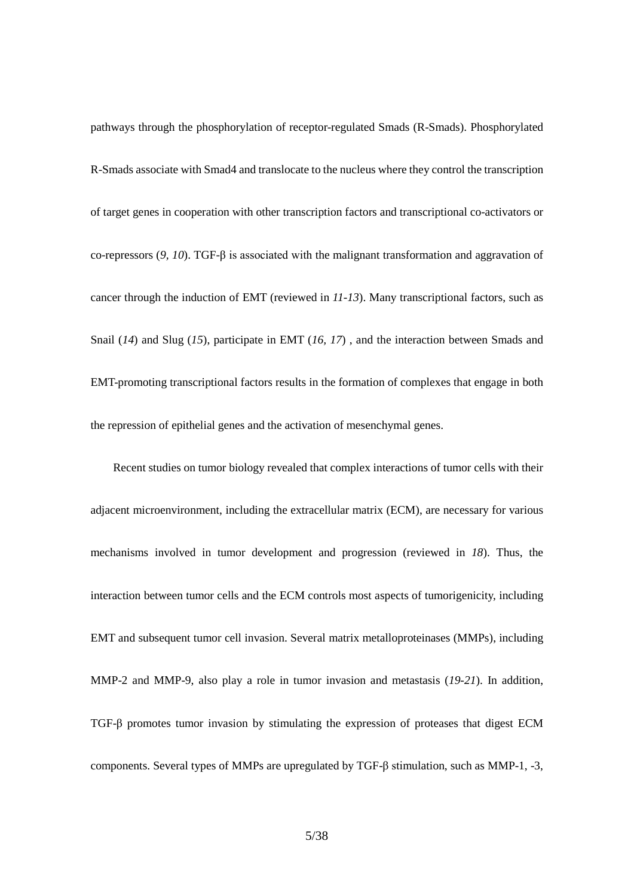pathways through the phosphorylation of receptor-regulated Smads (R-Smads). Phosphorylated R-Smads associate with Smad4 and translocate to the nucleus where they control the transcription of target genes in cooperation with other transcription factors and transcriptional co-activators or co-repressors (*9*, *10*). TGF-β is associated with the malignant transformation and aggravation of cancer through the induction of EMT (reviewed in *11-13*). Many transcriptional factors, such as Snail (*14*) and Slug (*15*), participate in EMT (*16*, *17*) , and the interaction between Smads and EMT-promoting transcriptional factors results in the formation of complexes that engage in both the repression of epithelial genes and the activation of mesenchymal genes.

Recent studies on tumor biology revealed that complex interactions of tumor cells with their adjacent microenvironment, including the extracellular matrix (ECM), are necessary for various mechanisms involved in tumor development and progression (reviewed in *18*). Thus, the interaction between tumor cells and the ECM controls most aspects of tumorigenicity, including EMT and subsequent tumor cell invasion. Several matrix metalloproteinases (MMPs), including MMP-2 and MMP-9, also play a role in tumor invasion and metastasis (*19-21*). In addition, TGF-β promotes tumor invasion by stimulating the expression of proteases that digest ECM components. Several types of MMPs are upregulated by TGF-β stimulation, such as MMP-1, -3,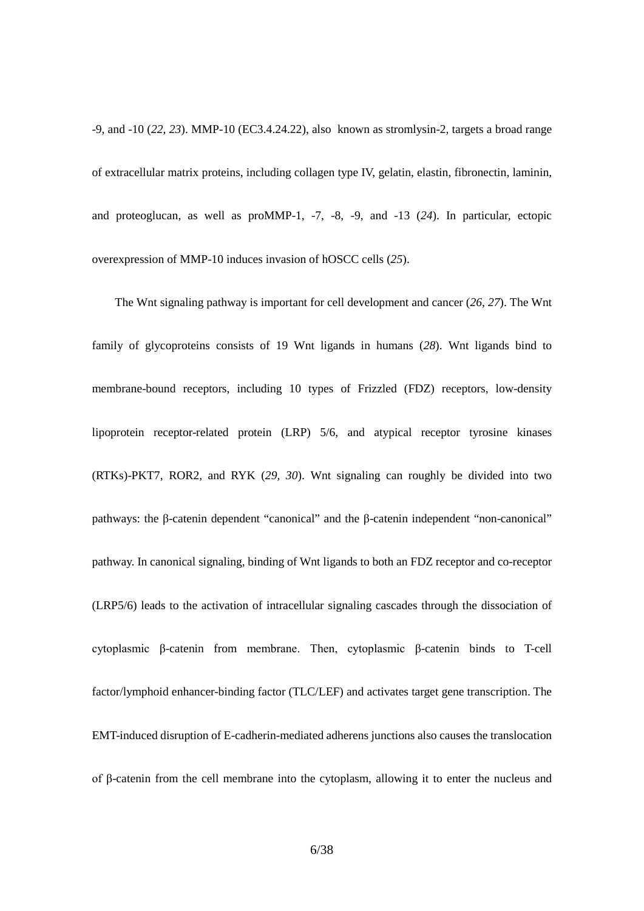-9, and -10 (*22, 23*). MMP-10 (EC3.4.24.22), also known as stromlysin-2, targets a broad range of extracellular matrix proteins, including collagen type IV, gelatin, elastin, fibronectin, laminin, and proteoglucan, as well as proMMP-1, -7, -8, -9, and -13 (*24*). In particular, ectopic overexpression of MMP-10 induces invasion of hOSCC cells (*25*).

The Wnt signaling pathway is important for cell development and cancer (*26*, *27*). The Wnt family of glycoproteins consists of 19 Wnt ligands in humans (*28*). Wnt ligands bind to membrane-bound receptors, including 10 types of Frizzled (FDZ) receptors, low-density lipoprotein receptor-related protein (LRP) 5/6, and atypical receptor tyrosine kinases (RTKs)-PKT7, ROR2, and RYK (*29, 30*). Wnt signaling can roughly be divided into two pathways: the β-catenin dependent "canonical" and the β-catenin independent "non-canonical" pathway. In canonical signaling, binding of Wnt ligands to both an FDZ receptor and co-receptor (LRP5/6) leads to the activation of intracellular signaling cascades through the dissociation of cytoplasmic β-catenin from membrane. Then, cytoplasmic β-catenin binds to T-cell factor/lymphoid enhancer-binding factor (TLC/LEF) and activates target gene transcription. The EMT-induced disruption of E-cadherin-mediated adherens junctions also causes the translocation of β-catenin from the cell membrane into the cytoplasm, allowing it to enter the nucleus and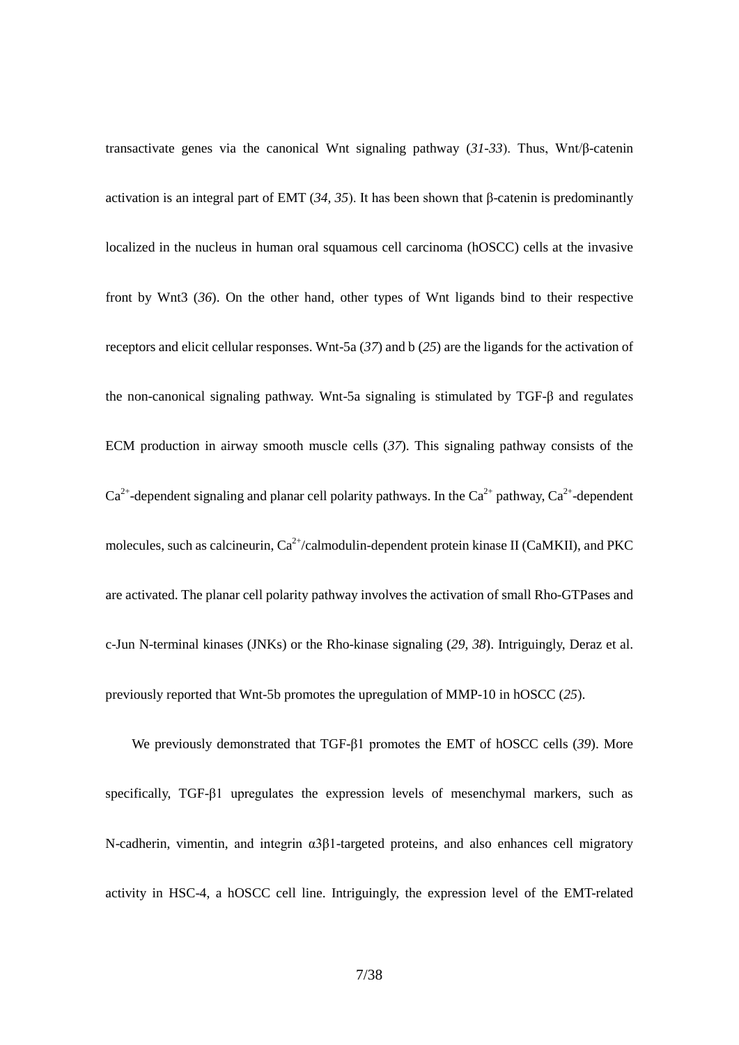transactivate genes via the canonical Wnt signaling pathway (*31-33*). Thus, Wnt/β-catenin activation is an integral part of EMT (*34, 35*). It has been shown that β-catenin is predominantly localized in the nucleus in human oral squamous cell carcinoma (hOSCC) cells at the invasive front by Wnt3 (*36*). On the other hand, other types of Wnt ligands bind to their respective receptors and elicit cellular responses. Wnt-5a (*37*) and b (*25*) are the ligands for the activation of the non-canonical signaling pathway. Wnt-5a signaling is stimulated by TGF-β and regulates ECM production in airway smooth muscle cells (*37*). This signaling pathway consists of the $Ca^{2+}$-dependent signaling and planar cell polarity pathways. In the $Ca^{2+}$ pathway, $Ca^{2+}$-dependent molecules, such as calcineurin, $Ca^{2+}$/calmodulin-dependent protein kinase II (CaMKII), and PKC are activated. The planar cell polarity pathway involves the activation of small Rho-GTPases and c-Jun N-terminal kinases (JNKs) or the Rho-kinase signaling (*29, 38*). Intriguingly, Deraz et al. previously reported that Wnt-5b promotes the upregulation of MMP-10 in hOSCC (*25*).

We previously demonstrated that TGF-β1 promotes the EMT of hOSCC cells (*39*). More specifically, TGF-β1 upregulates the expression levels of mesenchymal markers, such as N-cadherin, vimentin, and integrin α3β1-targeted proteins, and also enhances cell migratory activity in HSC-4, a hOSCC cell line. Intriguingly, the expression level of the EMT-related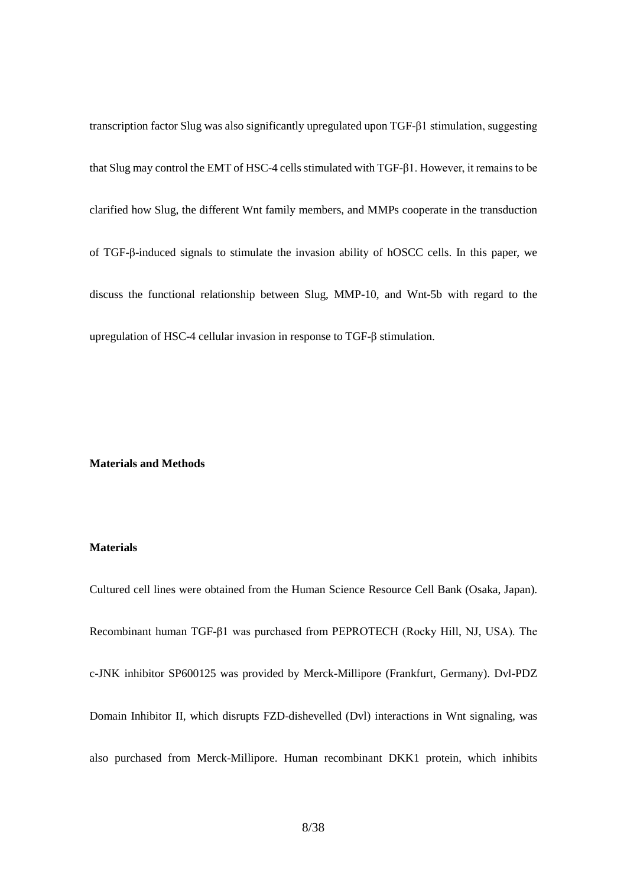transcription factor Slug was also significantly upregulated upon TGF-β1 stimulation, suggesting that Slug may control the EMT of HSC-4 cells stimulated with TGF-β1. However, it remains to be clarified how Slug, the different Wnt family members, and MMPs cooperate in the transduction of TGF-β-induced signals to stimulate the invasion ability of hOSCC cells. In this paper, we discuss the functional relationship between Slug, MMP-10, and Wnt-5b with regard to the upregulation of HSC-4 cellular invasion in response to TGF-β stimulation.

## Materials and Methods

### Materials

Cultured cell lines were obtained from the Human Science Resource Cell Bank (Osaka, Japan). Recombinant human TGF-β1 was purchased from PEPROTECH (Rocky Hill, NJ, USA). The c-JNK inhibitor SP600125 was provided by Merck-Millipore (Frankfurt, Germany). Dvl-PDZ Domain Inhibitor II, which disrupts FZD-dishevelled (Dvl) interactions in Wnt signaling, was also purchased from Merck-Millipore. Human recombinant DKK1 protein, which inhibits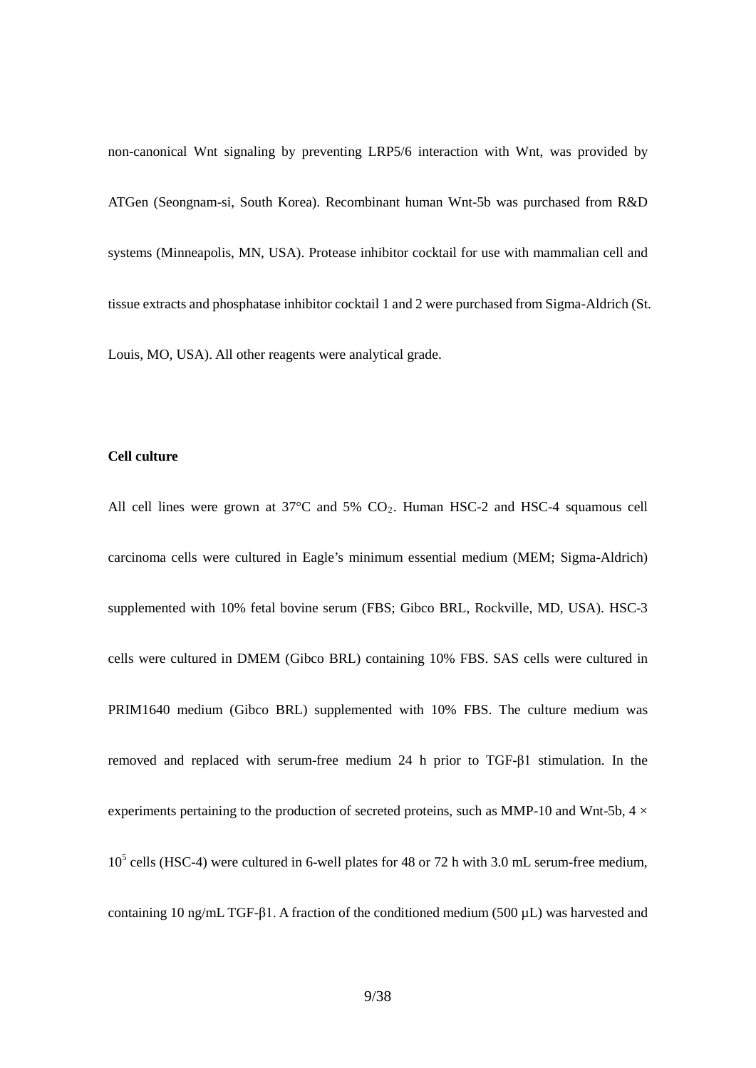non-canonical Wnt signaling by preventing LRP5/6 interaction with Wnt, was provided by ATGen (Seongnam-si, South Korea). Recombinant human Wnt-5b was purchased from R&D systems (Minneapolis, MN, USA). Protease inhibitor cocktail for use with mammalian cell and tissue extracts and phosphatase inhibitor cocktail 1 and 2 were purchased from Sigma-Aldrich (St. Louis, MO, USA). All other reagents were analytical grade.

**Cell culture**

All cell lines were grown at 37°C and 5% $CO_2$. Human HSC-2 and HSC-4 squamous cell carcinoma cells were cultured in Eagle's minimum essential medium (MEM; Sigma-Aldrich) supplemented with 10% fetal bovine serum (FBS; Gibco BRL, Rockville, MD, USA). HSC-3 cells were cultured in DMEM (Gibco BRL) containing 10% FBS. SAS cells were cultured in PRIM1640 medium (Gibco BRL) supplemented with 10% FBS. The culture medium was removed and replaced with serum-free medium 24 h prior to TGF-β1 stimulation. In the experiments pertaining to the production of secreted proteins, such as MMP-10 and Wnt-5b, $4 \times 10^5$ cells (HSC-4) were cultured in 6-well plates for 48 or 72 h with 3.0 mL serum-free medium, containing 10 ng/mL TGF-β1. A fraction of the conditioned medium (500 µL) was harvested and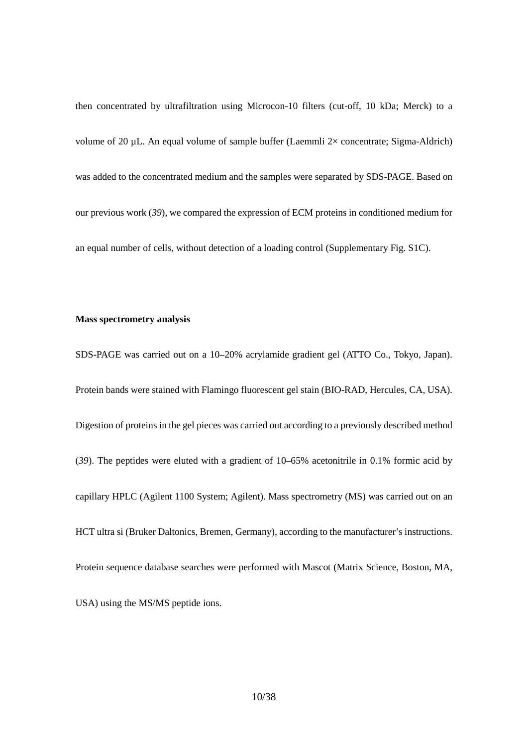then concentrated by ultrafiltration using Microcon-10 filters (cut-off, 10 kDa; Merck) to a volume of 20 µL. An equal volume of sample buffer (Laemmli 2× concentrate; Sigma-Aldrich) was added to the concentrated medium and the samples were separated by SDS-PAGE. Based on our previous work (*39*), we compared the expression of ECM proteins in conditioned medium for an equal number of cells, without detection of a loading control (Supplementary Fig. S1C).

**Mass spectrometry analysis**

SDS-PAGE was carried out on a 10–20% acrylamide gradient gel (ATTO Co., Tokyo, Japan). Protein bands were stained with Flamingo fluorescent gel stain (BIO-RAD, Hercules, CA, USA). Digestion of proteins in the gel pieces was carried out according to a previously described method (*39*). The peptides were eluted with a gradient of 10–65% acetonitrile in 0.1% formic acid by capillary HPLC (Agilent 1100 System; Agilent). Mass spectrometry (MS) was carried out on an HCT ultra si (Bruker Daltonics, Bremen, Germany), according to the manufacturer's instructions. Protein sequence database searches were performed with Mascot (Matrix Science, Boston, MA, USA) using the MS/MS peptide ions.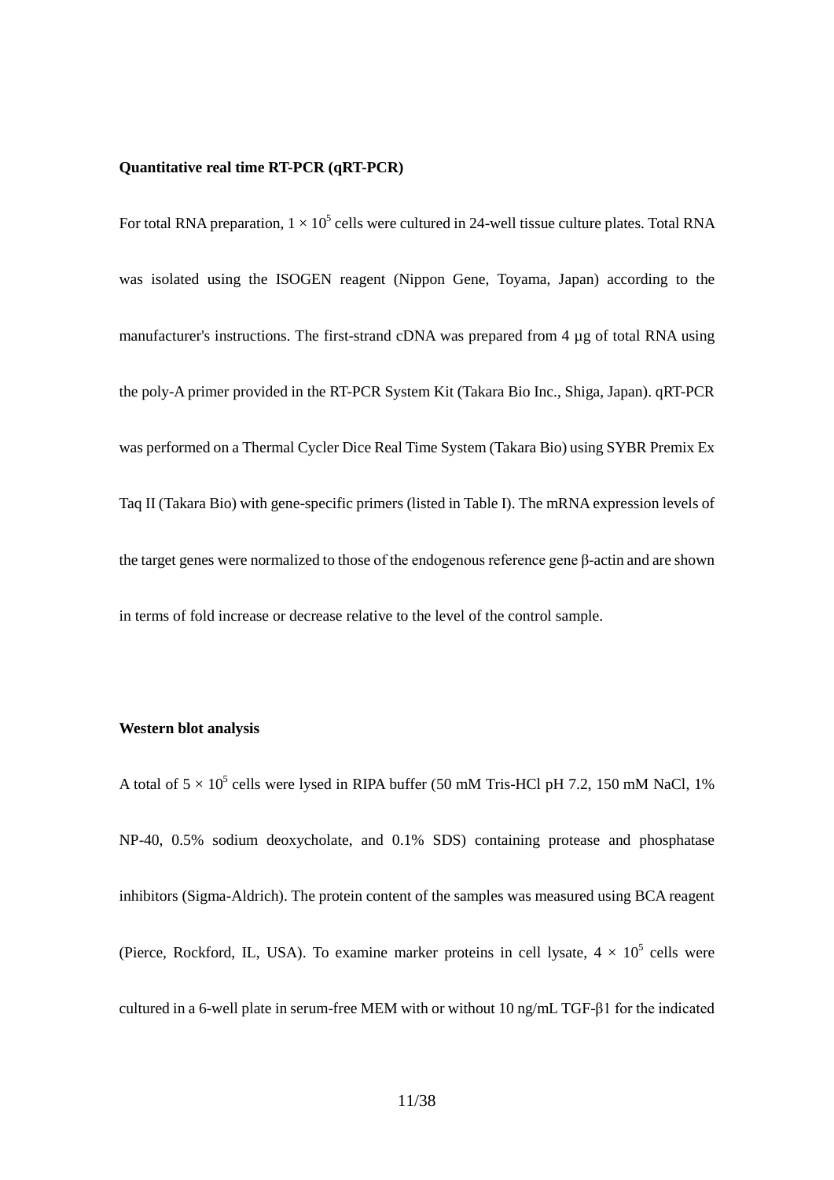**Quantitative real time RT-PCR (qRT-PCR)**

For total RNA preparation, $1 \times 10^5$ cells were cultured in 24-well tissue culture plates. Total RNA was isolated using the ISOGEN reagent (Nippon Gene, Toyama, Japan) according to the manufacturer's instructions. The first-strand cDNA was prepared from 4 μg of total RNA using the poly-A primer provided in the RT-PCR System Kit (Takara Bio Inc., Shiga, Japan). qRT-PCR was performed on a Thermal Cycler Dice Real Time System (Takara Bio) using SYBR Premix Ex Taq II (Takara Bio) with gene-specific primers (listed in Table I). The mRNA expression levels of the target genes were normalized to those of the endogenous reference gene β-actin and are shown in terms of fold increase or decrease relative to the level of the control sample.

**Western blot analysis**

A total of $5 \times 10^5$ cells were lysed in RIPA buffer (50 mM Tris-HCl pH 7.2, 150 mM NaCl, 1% NP-40, 0.5% sodium deoxycholate, and 0.1% SDS) containing protease and phosphatase inhibitors (Sigma-Aldrich). The protein content of the samples was measured using BCA reagent (Pierce, Rockford, IL, USA). To examine marker proteins in cell lysate, $4 \times 10^5$ cells were cultured in a 6-well plate in serum-free MEM with or without 10 ng/mL TGF-β1 for the indicated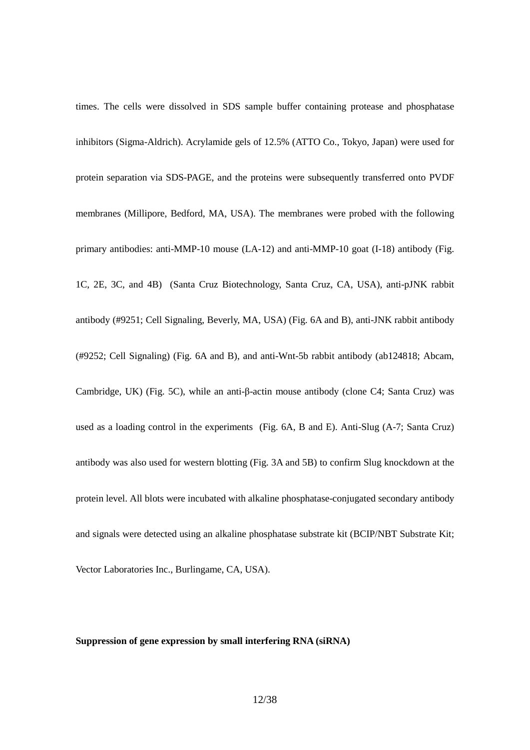times. The cells were dissolved in SDS sample buffer containing protease and phosphatase inhibitors (Sigma-Aldrich). Acrylamide gels of 12.5% (ATTO Co., Tokyo, Japan) were used for protein separation via SDS-PAGE, and the proteins were subsequently transferred onto PVDF membranes (Millipore, Bedford, MA, USA). The membranes were probed with the following primary antibodies: anti-MMP-10 mouse (LA-12) and anti-MMP-10 goat (I-18) antibody (Fig. 1C, 2E, 3C, and 4B) (Santa Cruz Biotechnology, Santa Cruz, CA, USA), anti-pJNK rabbit antibody (#9251; Cell Signaling, Beverly, MA, USA) (Fig. 6A and B), anti-JNK rabbit antibody (#9252; Cell Signaling) (Fig. 6A and B), and anti-Wnt-5b rabbit antibody (ab124818; Abcam, Cambridge, UK) (Fig. 5C), while an anti-β-actin mouse antibody (clone C4; Santa Cruz) was used as a loading control in the experiments (Fig. 6A, B and E). Anti-Slug (A-7; Santa Cruz) antibody was also used for western blotting (Fig. 3A and 5B) to confirm Slug knockdown at the protein level. All blots were incubated with alkaline phosphatase-conjugated secondary antibody and signals were detected using an alkaline phosphatase substrate kit (BCIP/NBT Substrate Kit; Vector Laboratories Inc., Burlingame, CA, USA).

**Suppression of gene expression by small interfering RNA (siRNA)**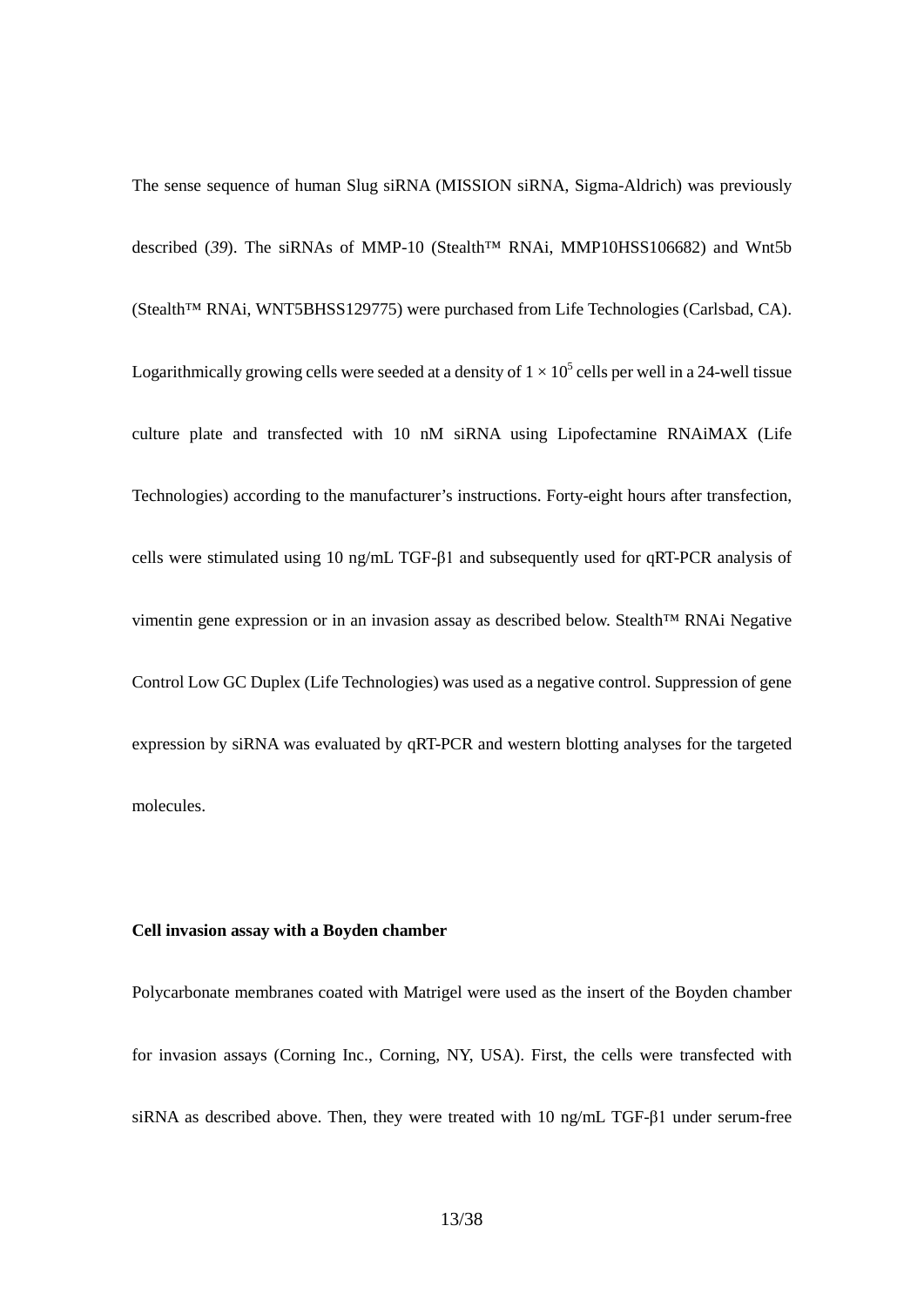The sense sequence of human Slug siRNA (MISSION siRNA, Sigma-Aldrich) was previously described (*39*). The siRNAs of MMP-10 (Stealth™ RNAi, MMP10HSS106682) and Wnt5b (Stealth™ RNAi, WNT5BHSS129775) were purchased from Life Technologies (Carlsbad, CA). Logarithmically growing cells were seeded at a density of $1 \times 10^5$ cells per well in a 24-well tissue culture plate and transfected with 10 nM siRNA using Lipofectamine RNAiMAX (Life Technologies) according to the manufacturer's instructions. Forty-eight hours after transfection, cells were stimulated using 10 ng/mL TGF-β1 and subsequently used for qRT-PCR analysis of vimentin gene expression or in an invasion assay as described below. Stealth™ RNAi Negative Control Low GC Duplex (Life Technologies) was used as a negative control. Suppression of gene expression by siRNA was evaluated by qRT-PCR and western blotting analyses for the targeted molecules.

**Cell invasion assay with a Boyden chamber**

Polycarbonate membranes coated with Matrigel were used as the insert of the Boyden chamber for invasion assays (Corning Inc., Corning, NY, USA). First, the cells were transfected with siRNA as described above. Then, they were treated with 10 ng/mL TGF-β1 under serum-free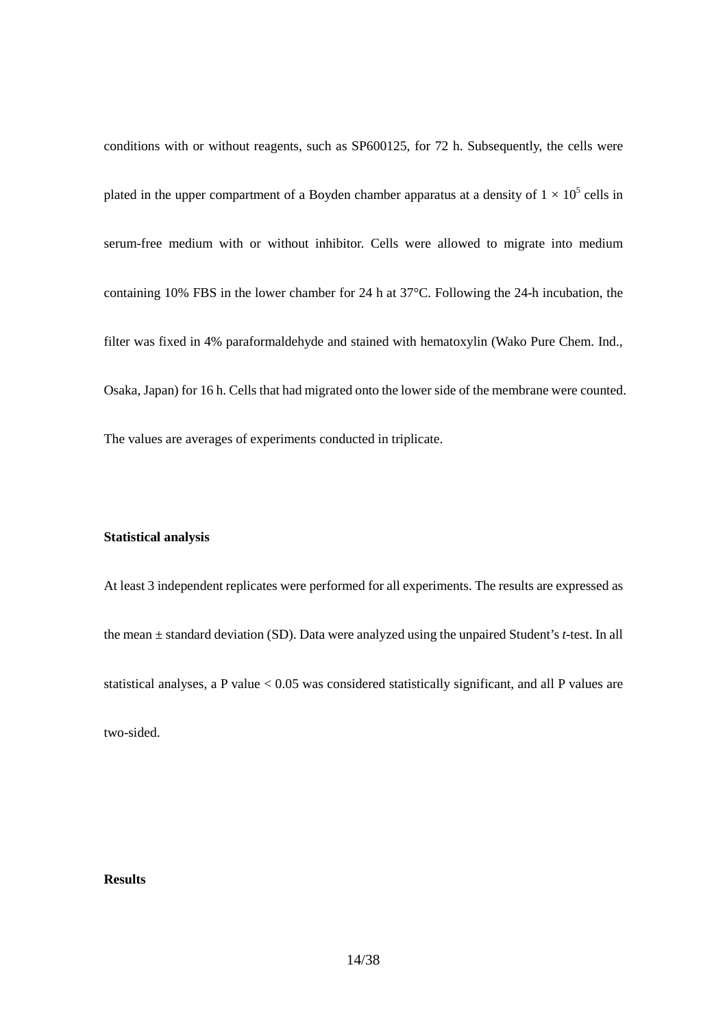conditions with or without reagents, such as SP600125, for 72 h. Subsequently, the cells were plated in the upper compartment of a Boyden chamber apparatus at a density of $1 \times 10^5$ cells in serum-free medium with or without inhibitor. Cells were allowed to migrate into medium containing 10% FBS in the lower chamber for 24 h at 37°C. Following the 24-h incubation, the filter was fixed in 4% paraformaldehyde and stained with hematoxylin (Wako Pure Chem. Ind., Osaka, Japan) for 16 h. Cells that had migrated onto the lower side of the membrane were counted. The values are averages of experiments conducted in triplicate.

**Statistical analysis**

At least 3 independent replicates were performed for all experiments. The results are expressed as the mean ± standard deviation (SD). Data were analyzed using the unpaired Student's *t*-test. In all statistical analyses, a P value < 0.05 was considered statistically significant, and all P values are two-sided.

**Results**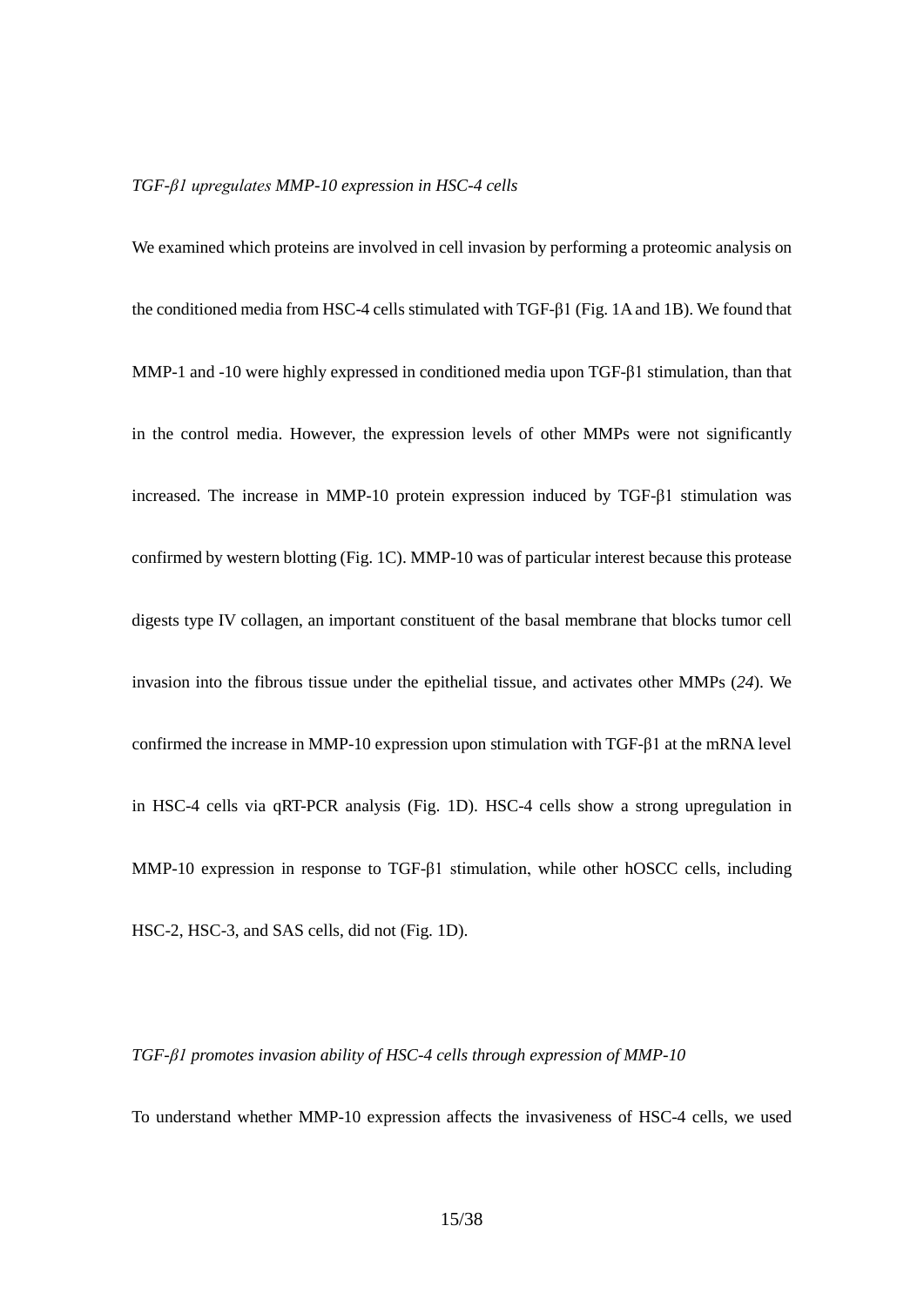*TGF-β1 upregulates MMP-10 expression in HSC-4 cells*

We examined which proteins are involved in cell invasion by performing a proteomic analysis on the conditioned media from HSC-4 cells stimulated with TGF-β1 (Fig. 1A and 1B). We found that MMP-1 and -10 were highly expressed in conditioned media upon TGF-β1 stimulation, than that in the control media. However, the expression levels of other MMPs were not significantly increased. The increase in MMP-10 protein expression induced by TGF-β1 stimulation was confirmed by western blotting (Fig. 1C). MMP-10 was of particular interest because this protease digests type IV collagen, an important constituent of the basal membrane that blocks tumor cell invasion into the fibrous tissue under the epithelial tissue, and activates other MMPs (*24*). We confirmed the increase in MMP-10 expression upon stimulation with TGF-β1 at the mRNA level in HSC-4 cells via qRT-PCR analysis (Fig. 1D). HSC-4 cells show a strong upregulation in MMP-10 expression in response to TGF-β1 stimulation, while other hOSCC cells, including HSC-2, HSC-3, and SAS cells, did not (Fig. 1D).

*TGF-β1 promotes invasion ability of HSC-4 cells through expression of MMP-10*

To understand whether MMP-10 expression affects the invasiveness of HSC-4 cells, we used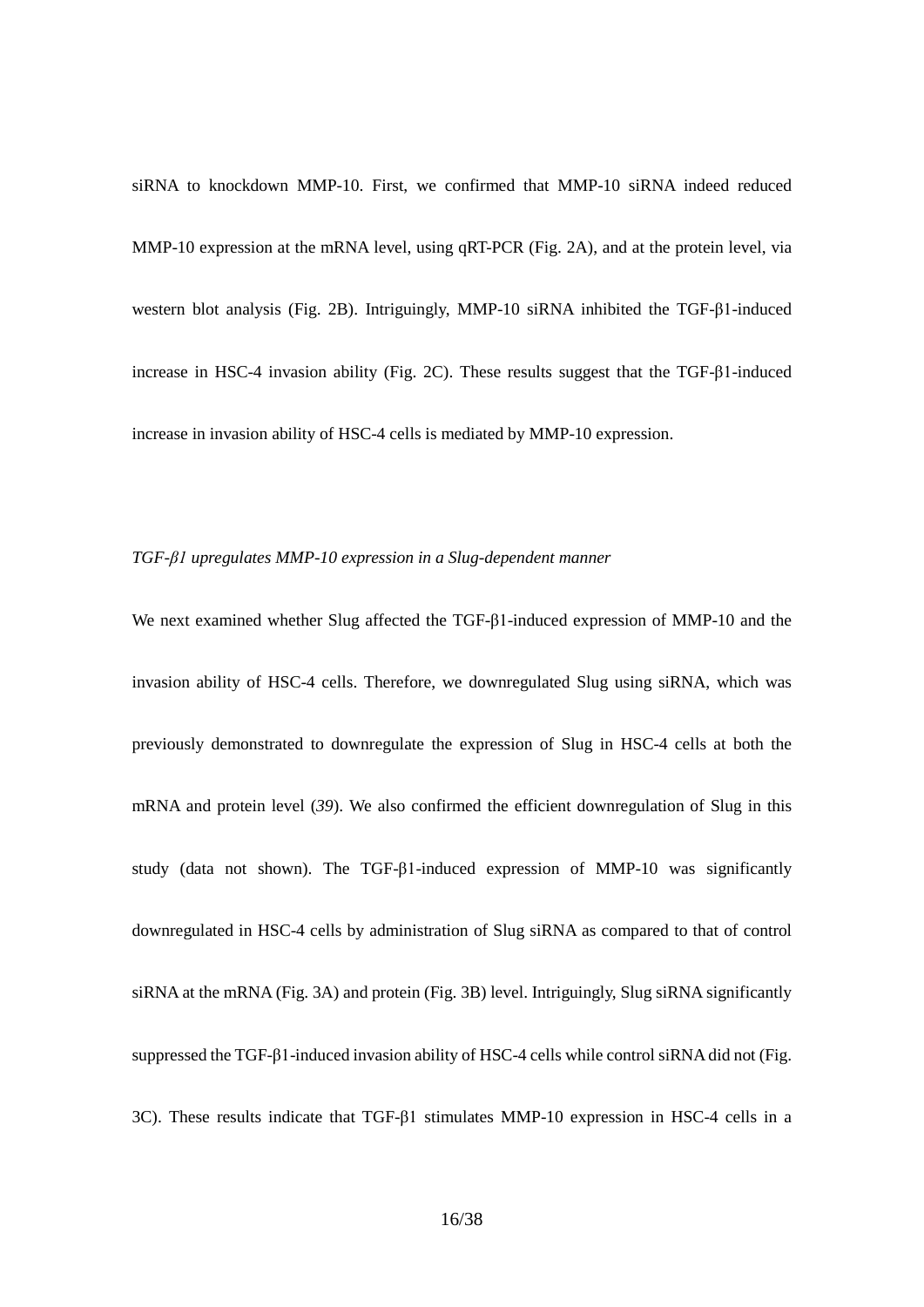siRNA to knockdown MMP-10. First, we confirmed that MMP-10 siRNA indeed reduced MMP-10 expression at the mRNA level, using qRT-PCR (Fig. 2A), and at the protein level, via western blot analysis (Fig. 2B). Intriguingly, MMP-10 siRNA inhibited the TGF-β1-induced increase in HSC-4 invasion ability (Fig. 2C). These results suggest that the TGF-β1-induced increase in invasion ability of HSC-4 cells is mediated by MMP-10 expression.

*TGF-β1 upregulates MMP-10 expression in a Slug-dependent manner*

We next examined whether Slug affected the TGF-β1-induced expression of MMP-10 and the invasion ability of HSC-4 cells. Therefore, we downregulated Slug using siRNA, which was previously demonstrated to downregulate the expression of Slug in HSC-4 cells at both the mRNA and protein level (*39*). We also confirmed the efficient downregulation of Slug in this study (data not shown). The TGF-β1-induced expression of MMP-10 was significantly downregulated in HSC-4 cells by administration of Slug siRNA as compared to that of control siRNA at the mRNA (Fig. 3A) and protein (Fig. 3B) level. Intriguingly, Slug siRNA significantly suppressed the TGF-β1-induced invasion ability of HSC-4 cells while control siRNA did not (Fig. 3C). These results indicate that TGF-β1 stimulates MMP-10 expression in HSC-4 cells in a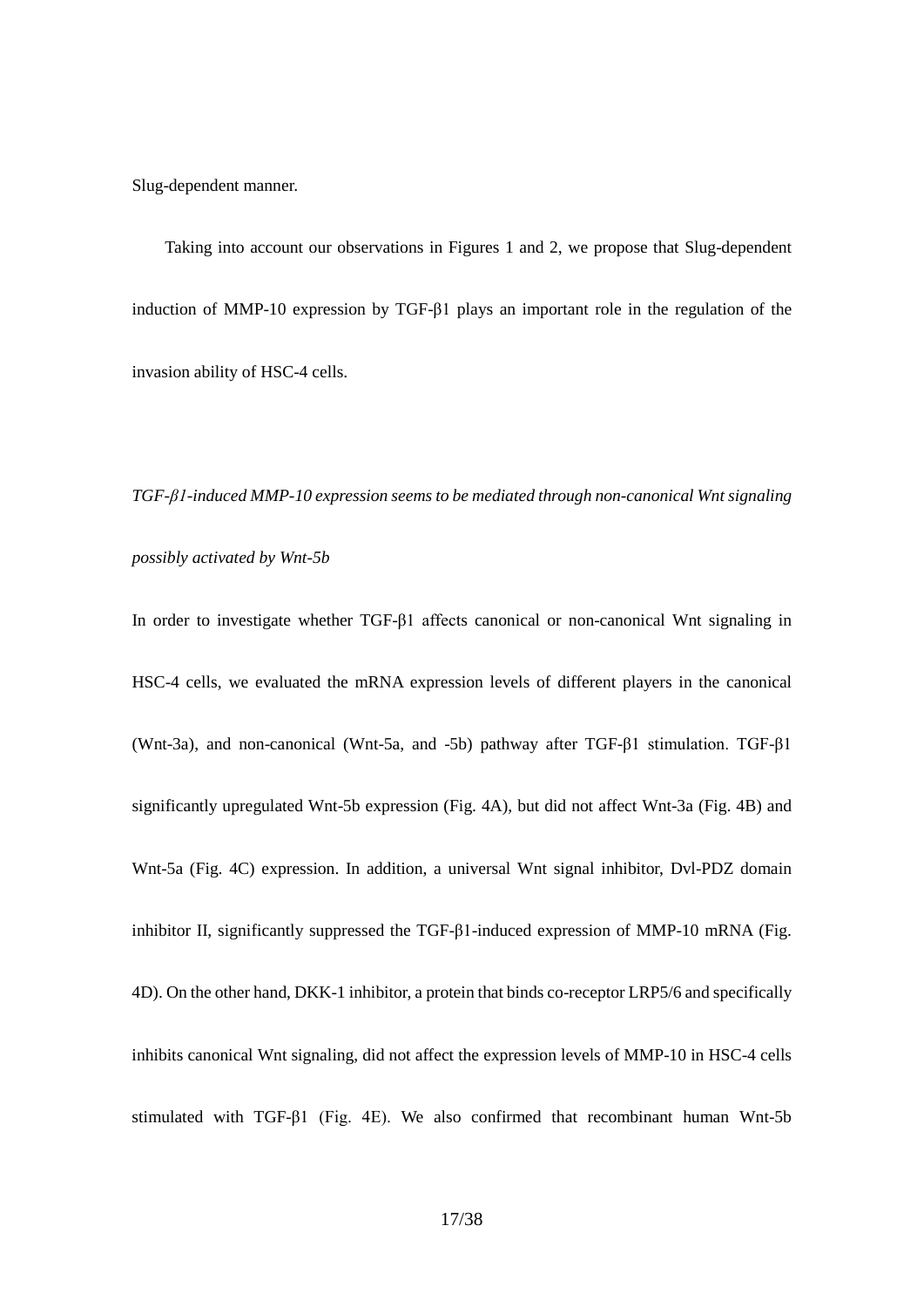Slug-dependent manner.

Taking into account our observations in Figures 1 and 2, we propose that Slug-dependent induction of MMP-10 expression by TGF-β1 plays an important role in the regulation of the invasion ability of HSC-4 cells.

*TGF-β1-induced MMP-10 expression seems to be mediated through non-canonical Wnt signaling possibly activated by Wnt-5b*

In order to investigate whether TGF-β1 affects canonical or non-canonical Wnt signaling in HSC-4 cells, we evaluated the mRNA expression levels of different players in the canonical (Wnt-3a), and non-canonical (Wnt-5a, and -5b) pathway after TGF-β1 stimulation. TGF-β1 significantly upregulated Wnt-5b expression (Fig. 4A), but did not affect Wnt-3a (Fig. 4B) and Wnt-5a (Fig. 4C) expression. In addition, a universal Wnt signal inhibitor, Dvl-PDZ domain inhibitor II, significantly suppressed the TGF-β1-induced expression of MMP-10 mRNA (Fig. 4D). On the other hand, DKK-1 inhibitor, a protein that binds co-receptor LRP5/6 and specifically inhibits canonical Wnt signaling, did not affect the expression levels of MMP-10 in HSC-4 cells stimulated with TGF-β1 (Fig. 4E). We also confirmed that recombinant human Wnt-5b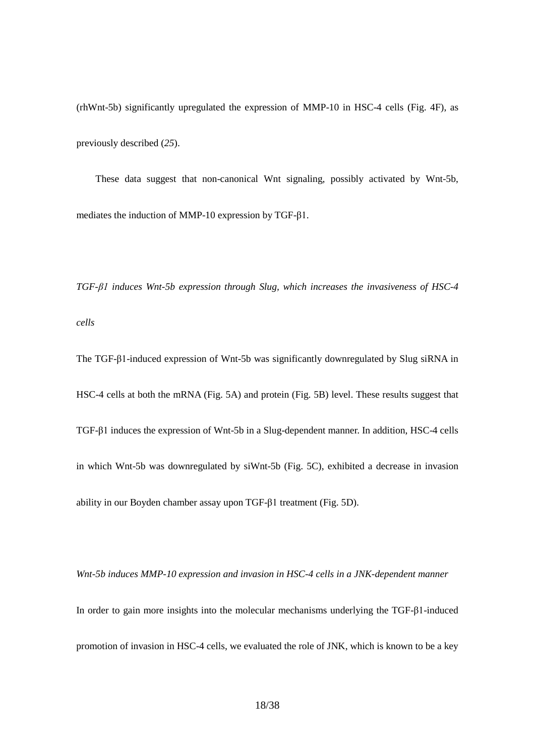(rhWnt-5b) significantly upregulated the expression of MMP-10 in HSC-4 cells (Fig. 4F), as previously described (*25*).

These data suggest that non-canonical Wnt signaling, possibly activated by Wnt-5b, mediates the induction of MMP-10 expression by TGF-β1.

*TGF-β1 induces Wnt-5b expression through Slug, which increases the invasiveness of HSC-4 cells*

The TGF-β1-induced expression of Wnt-5b was significantly downregulated by Slug siRNA in HSC-4 cells at both the mRNA (Fig. 5A) and protein (Fig. 5B) level. These results suggest that TGF-β1 induces the expression of Wnt-5b in a Slug-dependent manner. In addition, HSC-4 cells in which Wnt-5b was downregulated by siWnt-5b (Fig. 5C), exhibited a decrease in invasion ability in our Boyden chamber assay upon TGF-β1 treatment (Fig. 5D).

*Wnt-5b induces MMP-10 expression and invasion in HSC-4 cells in a JNK-dependent manner*

In order to gain more insights into the molecular mechanisms underlying the TGF-β1-induced promotion of invasion in HSC-4 cells, we evaluated the role of JNK, which is known to be a key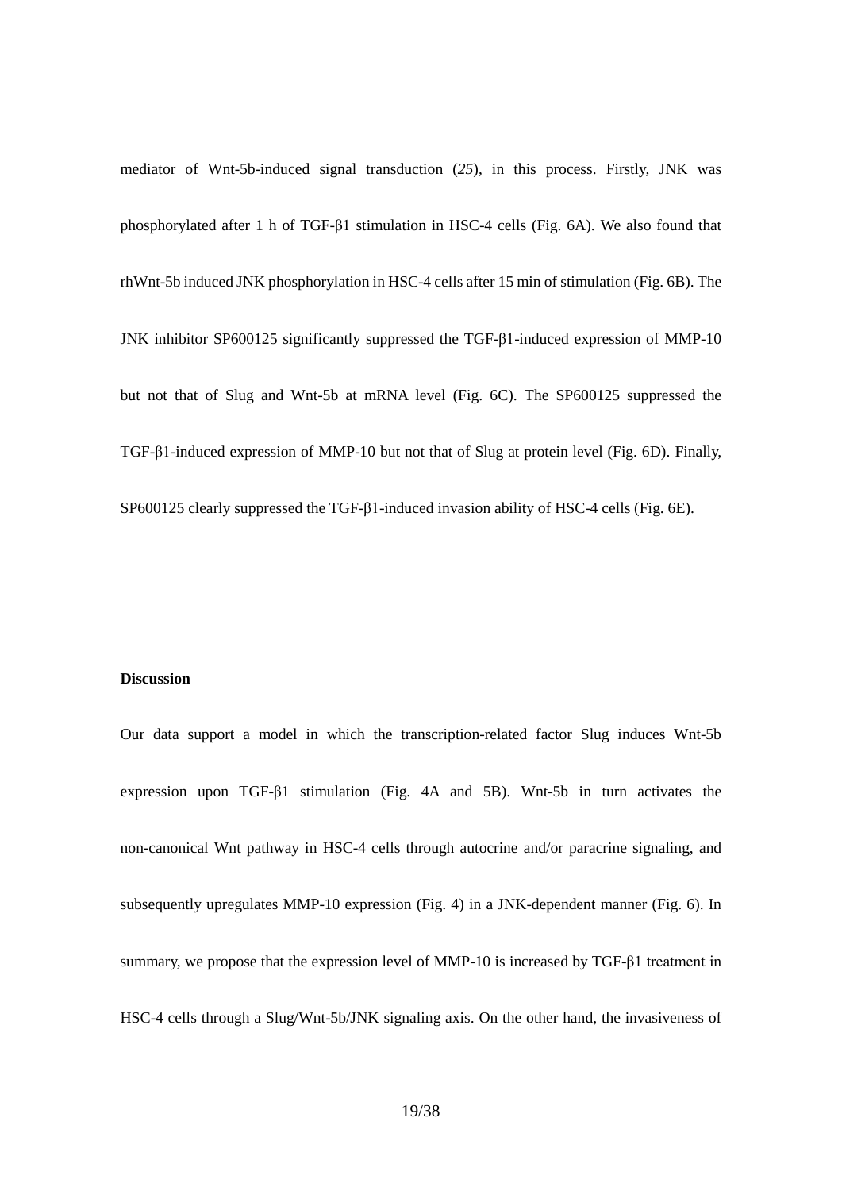mediator of Wnt-5b-induced signal transduction (*25*), in this process. Firstly, JNK was phosphorylated after 1 h of TGF-β1 stimulation in HSC-4 cells (Fig. 6A). We also found that rhWnt-5b induced JNK phosphorylation in HSC-4 cells after 15 min of stimulation (Fig. 6B). The JNK inhibitor SP600125 significantly suppressed the TGF-β1-induced expression of MMP-10 but not that of Slug and Wnt-5b at mRNA level (Fig. 6C). The SP600125 suppressed the TGF-β1-induced expression of MMP-10 but not that of Slug at protein level (Fig. 6D). Finally, SP600125 clearly suppressed the TGF-β1-induced invasion ability of HSC-4 cells (Fig. 6E).

## Discussion

Our data support a model in which the transcription-related factor Slug induces Wnt-5b expression upon TGF-β1 stimulation (Fig. 4A and 5B). Wnt-5b in turn activates the non-canonical Wnt pathway in HSC-4 cells through autocrine and/or paracrine signaling, and subsequently upregulates MMP-10 expression (Fig. 4) in a JNK-dependent manner (Fig. 6). In summary, we propose that the expression level of MMP-10 is increased by TGF-β1 treatment in HSC-4 cells through a Slug/Wnt-5b/JNK signaling axis. On the other hand, the invasiveness of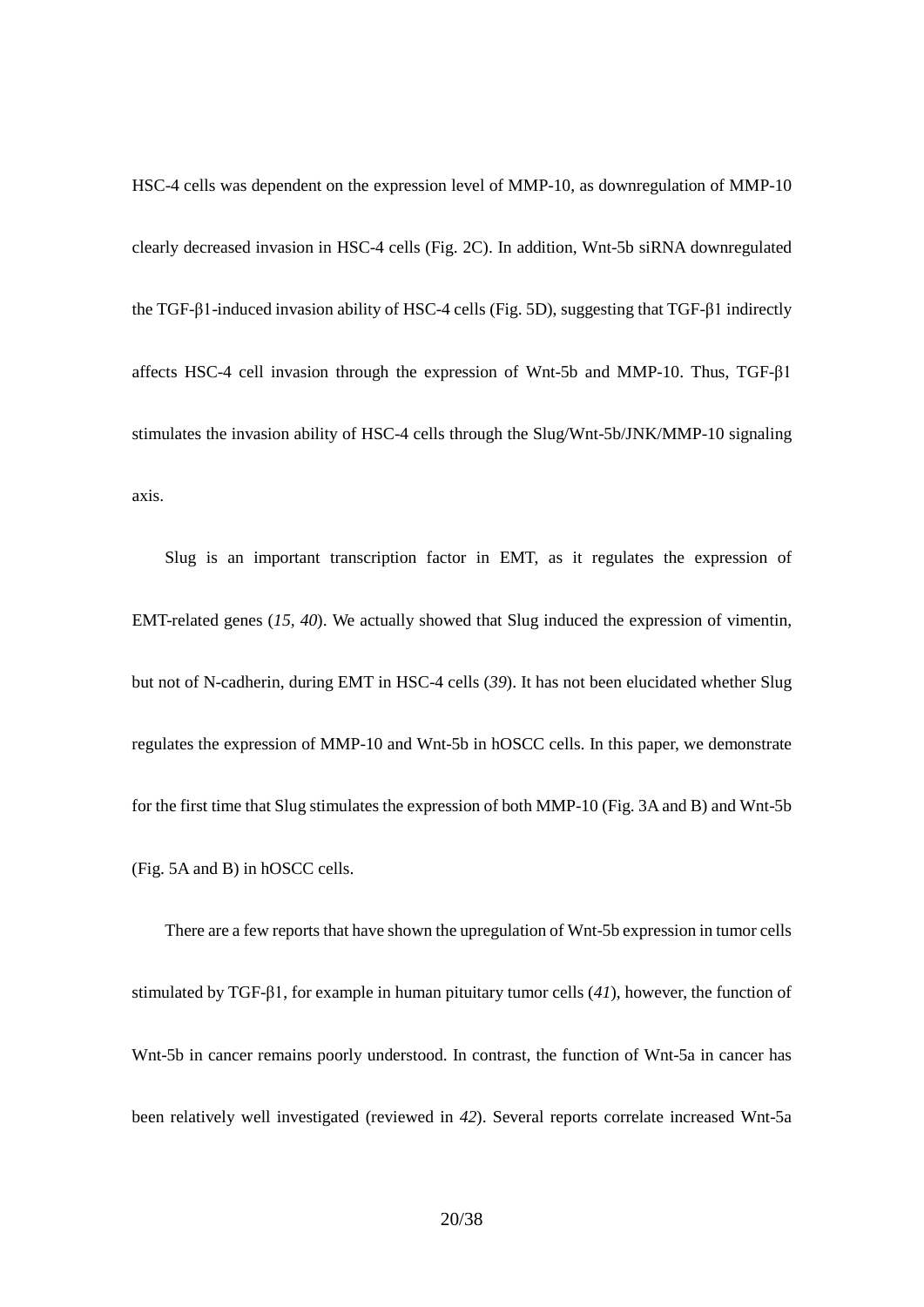HSC-4 cells was dependent on the expression level of MMP-10, as downregulation of MMP-10 clearly decreased invasion in HSC-4 cells (Fig. 2C). In addition, Wnt-5b siRNA downregulated the TGF-β1-induced invasion ability of HSC-4 cells (Fig. 5D), suggesting that TGF-β1 indirectly affects HSC-4 cell invasion through the expression of Wnt-5b and MMP-10. Thus, TGF-β1 stimulates the invasion ability of HSC-4 cells through the Slug/Wnt-5b/JNK/MMP-10 signaling axis.

Slug is an important transcription factor in EMT, as it regulates the expression of EMT-related genes (*15, 40*). We actually showed that Slug induced the expression of vimentin, but not of N-cadherin, during EMT in HSC-4 cells (*39*). It has not been elucidated whether Slug regulates the expression of MMP-10 and Wnt-5b in hOSCC cells. In this paper, we demonstrate for the first time that Slug stimulates the expression of both MMP-10 (Fig. 3A and B) and Wnt-5b (Fig. 5A and B) in hOSCC cells.

There are a few reports that have shown the upregulation of Wnt-5b expression in tumor cells stimulated by TGF-β1, for example in human pituitary tumor cells (*41*), however, the function of Wnt-5b in cancer remains poorly understood. In contrast, the function of Wnt-5a in cancer has been relatively well investigated (reviewed in *42*). Several reports correlate increased Wnt-5a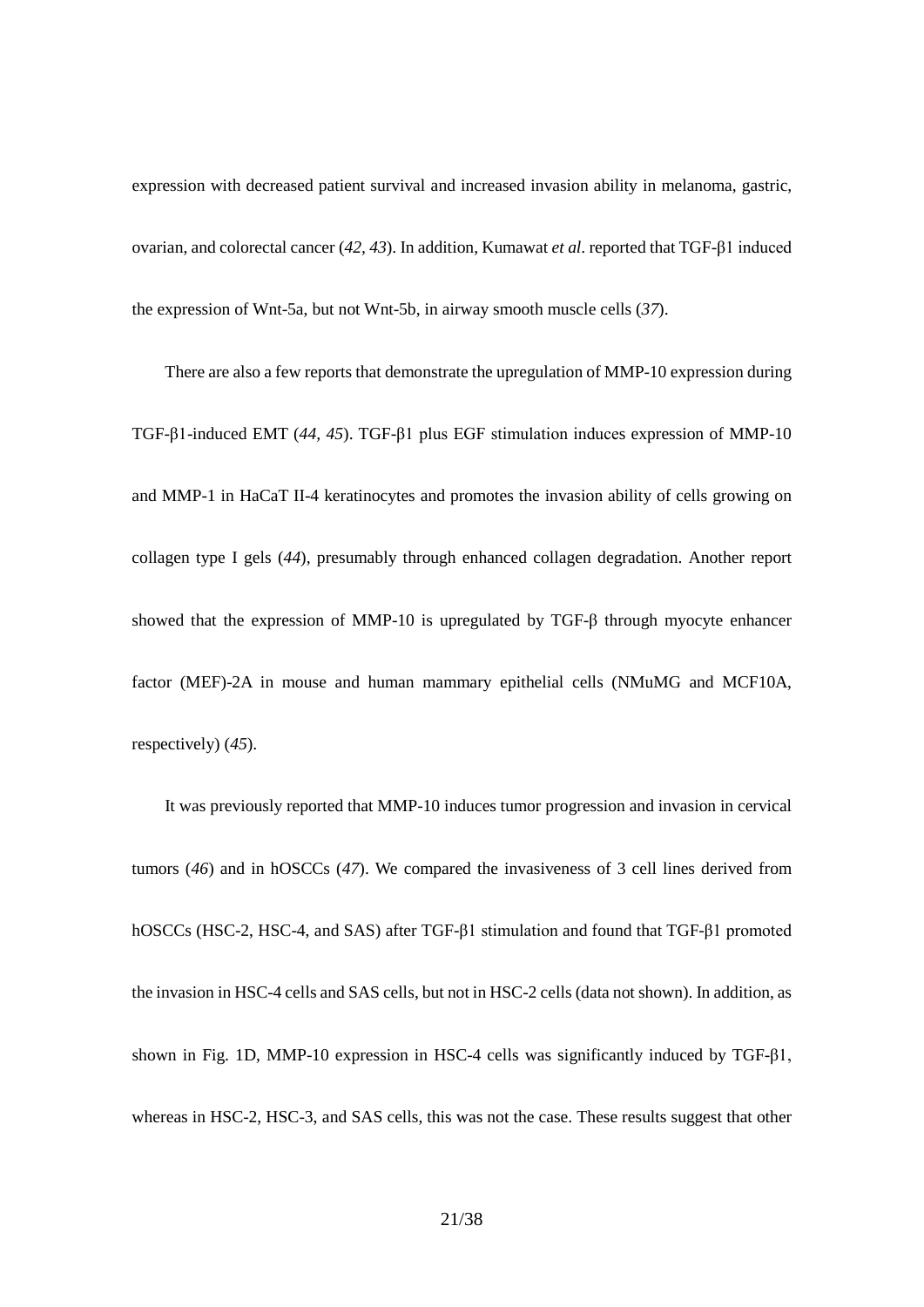expression with decreased patient survival and increased invasion ability in melanoma, gastric, ovarian, and colorectal cancer (*42*, *43*). In addition, Kumawat *et al*. reported that TGF-β1 induced the expression of Wnt-5a, but not Wnt-5b, in airway smooth muscle cells (*37*).

There are also a few reports that demonstrate the upregulation of MMP-10 expression during TGF-β1-induced EMT (*44*, *45*). TGF-β1 plus EGF stimulation induces expression of MMP-10 and MMP-1 in HaCaT II-4 keratinocytes and promotes the invasion ability of cells growing on collagen type I gels (*44*), presumably through enhanced collagen degradation. Another report showed that the expression of MMP-10 is upregulated by TGF-β through myocyte enhancer factor (MEF)-2A in mouse and human mammary epithelial cells (NMuMG and MCF10A, respectively) (*45*).

It was previously reported that MMP-10 induces tumor progression and invasion in cervical tumors (*46*) and in hOSCCs (*47*). We compared the invasiveness of 3 cell lines derived from hOSCCs (HSC-2, HSC-4, and SAS) after TGF-β1 stimulation and found that TGF-β1 promoted the invasion in HSC-4 cells and SAS cells, but not in HSC-2 cells (data not shown). In addition, as shown in Fig. 1D, MMP-10 expression in HSC-4 cells was significantly induced by TGF-β1, whereas in HSC-2, HSC-3, and SAS cells, this was not the case. These results suggest that other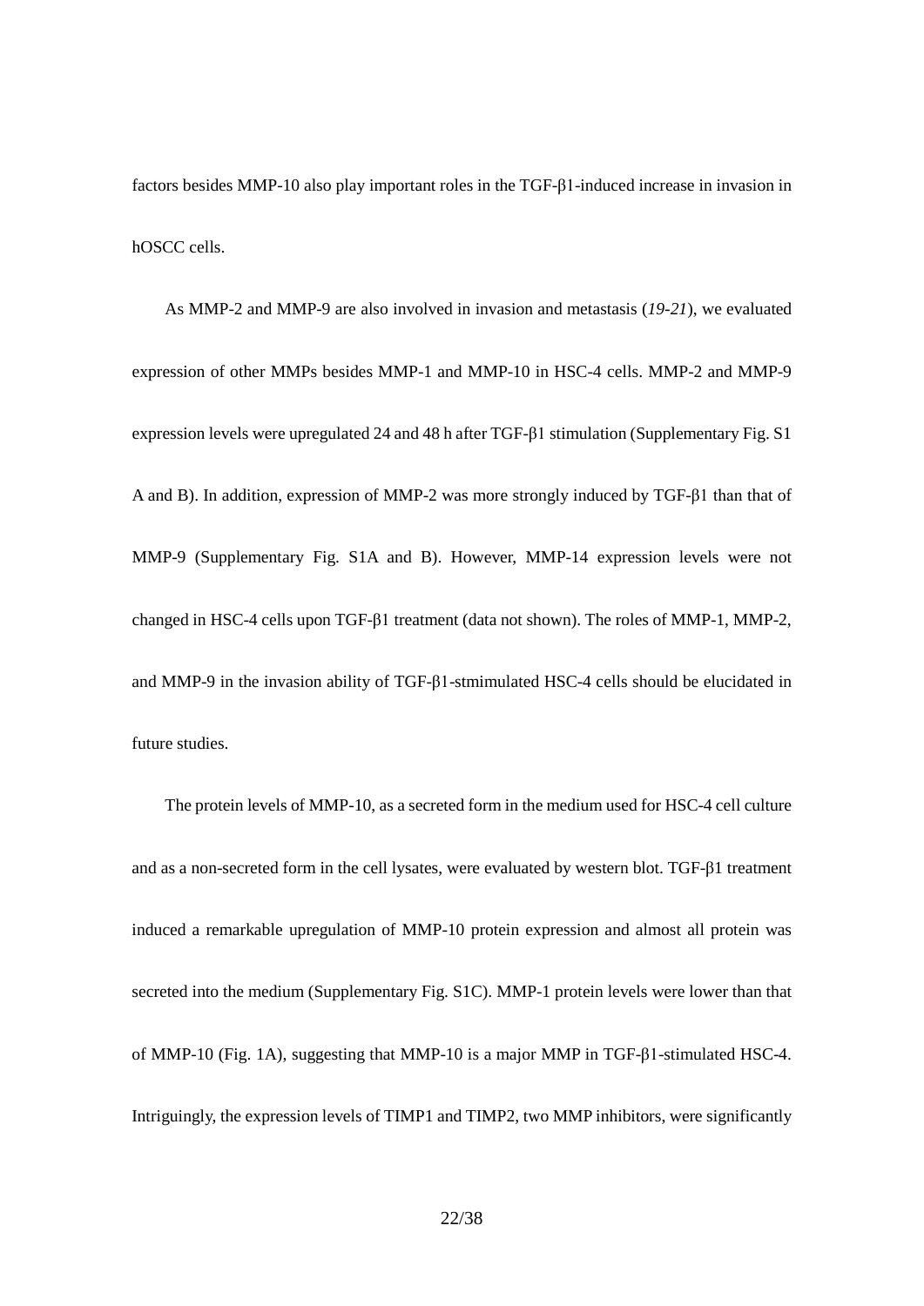factors besides MMP-10 also play important roles in the TGF-β1-induced increase in invasion in hOSCC cells.

As MMP-2 and MMP-9 are also involved in invasion and metastasis (*19-21*), we evaluated expression of other MMPs besides MMP-1 and MMP-10 in HSC-4 cells. MMP-2 and MMP-9 expression levels were upregulated 24 and 48 h after TGF-β1 stimulation (Supplementary Fig. S1 A and B). In addition, expression of MMP-2 was more strongly induced by TGF-β1 than that of MMP-9 (Supplementary Fig. S1A and B). However, MMP-14 expression levels were not changed in HSC-4 cells upon TGF-β1 treatment (data not shown). The roles of MMP-1, MMP-2, and MMP-9 in the invasion ability of TGF-β1-stmimulated HSC-4 cells should be elucidated in future studies.

The protein levels of MMP-10, as a secreted form in the medium used for HSC-4 cell culture and as a non-secreted form in the cell lysates, were evaluated by western blot. TGF-β1 treatment induced a remarkable upregulation of MMP-10 protein expression and almost all protein was secreted into the medium (Supplementary Fig. S1C). MMP-1 protein levels were lower than that of MMP-10 (Fig. 1A), suggesting that MMP-10 is a major MMP in TGF-β1-stimulated HSC-4. Intriguingly, the expression levels of TIMP1 and TIMP2, two MMP inhibitors, were significantly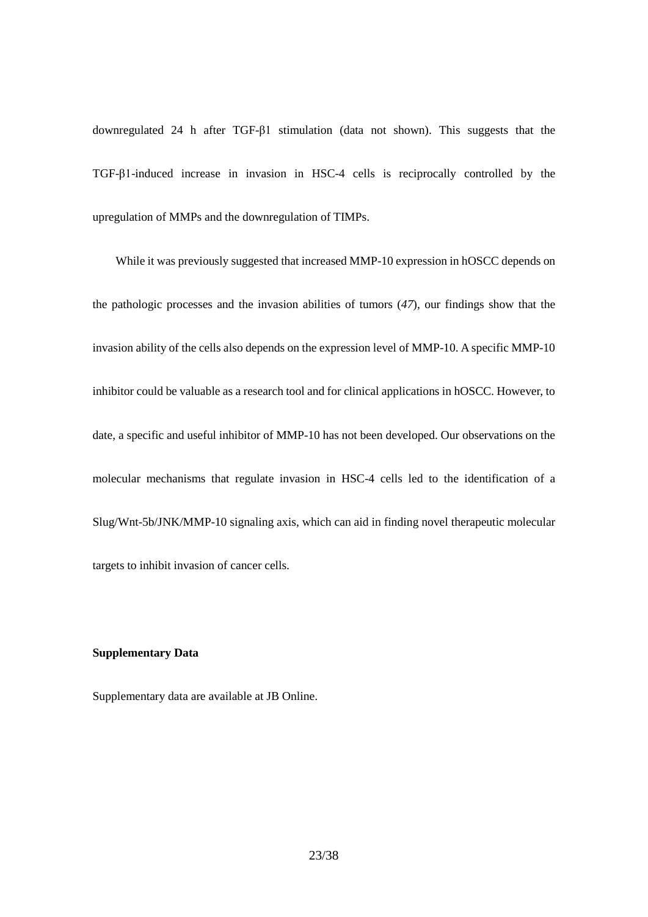downregulated 24 h after TGF-β1 stimulation (data not shown). This suggests that the TGF-β1-induced increase in invasion in HSC-4 cells is reciprocally controlled by the upregulation of MMPs and the downregulation of TIMPs.

While it was previously suggested that increased MMP-10 expression in hOSCC depends on the pathologic processes and the invasion abilities of tumors (*47*), our findings show that the invasion ability of the cells also depends on the expression level of MMP-10. A specific MMP-10 inhibitor could be valuable as a research tool and for clinical applications in hOSCC. However, to date, a specific and useful inhibitor of MMP-10 has not been developed. Our observations on the molecular mechanisms that regulate invasion in HSC-4 cells led to the identification of a Slug/Wnt-5b/JNK/MMP-10 signaling axis, which can aid in finding novel therapeutic molecular targets to inhibit invasion of cancer cells.

**Supplementary Data**

Supplementary data are available at JB Online.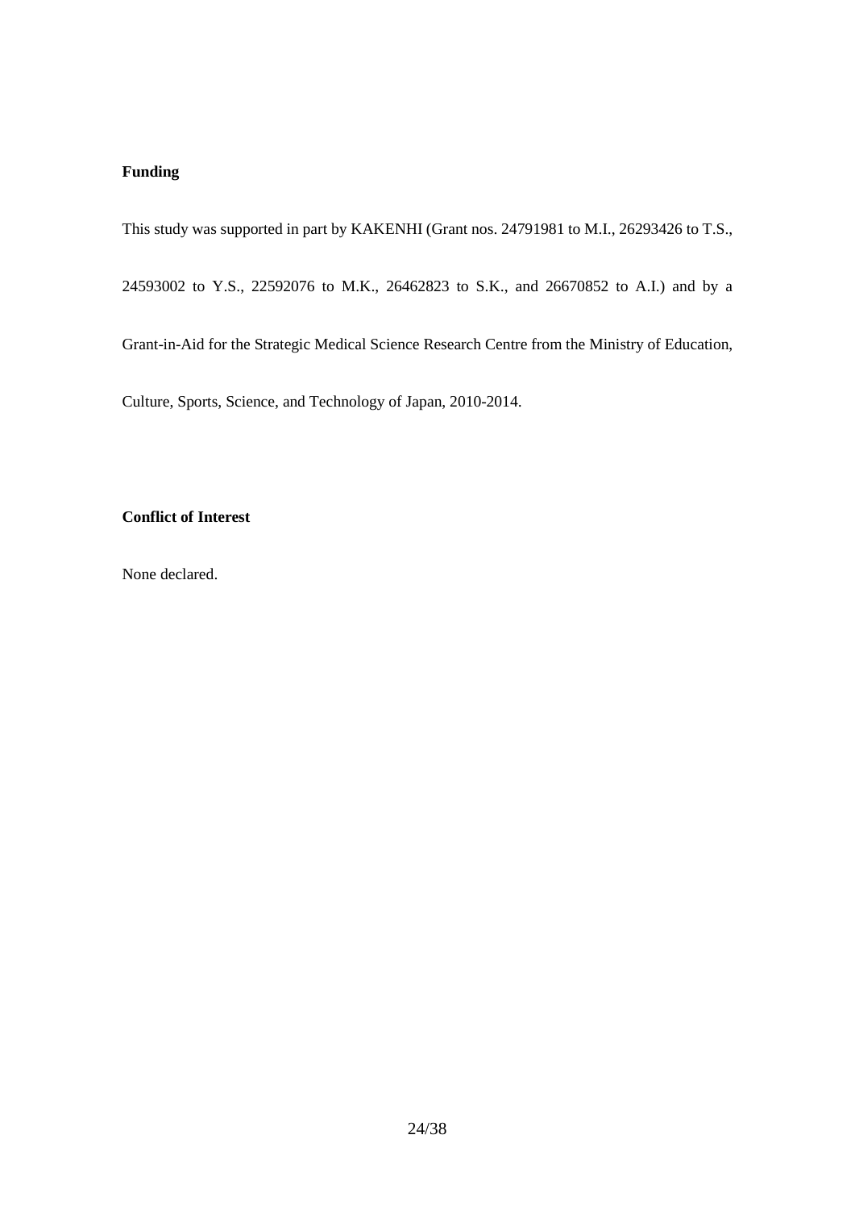## Funding

This study was supported in part by KAKENHI (Grant nos. 24791981 to M.I., 26293426 to T.S., 24593002 to Y.S., 22592076 to M.K., 26462823 to S.K., and 26670852 to A.I.) and by a Grant-in-Aid for the Strategic Medical Science Research Centre from the Ministry of Education, Culture, Sports, Science, and Technology of Japan, 2010-2014.

## Conflict of Interest

None declared.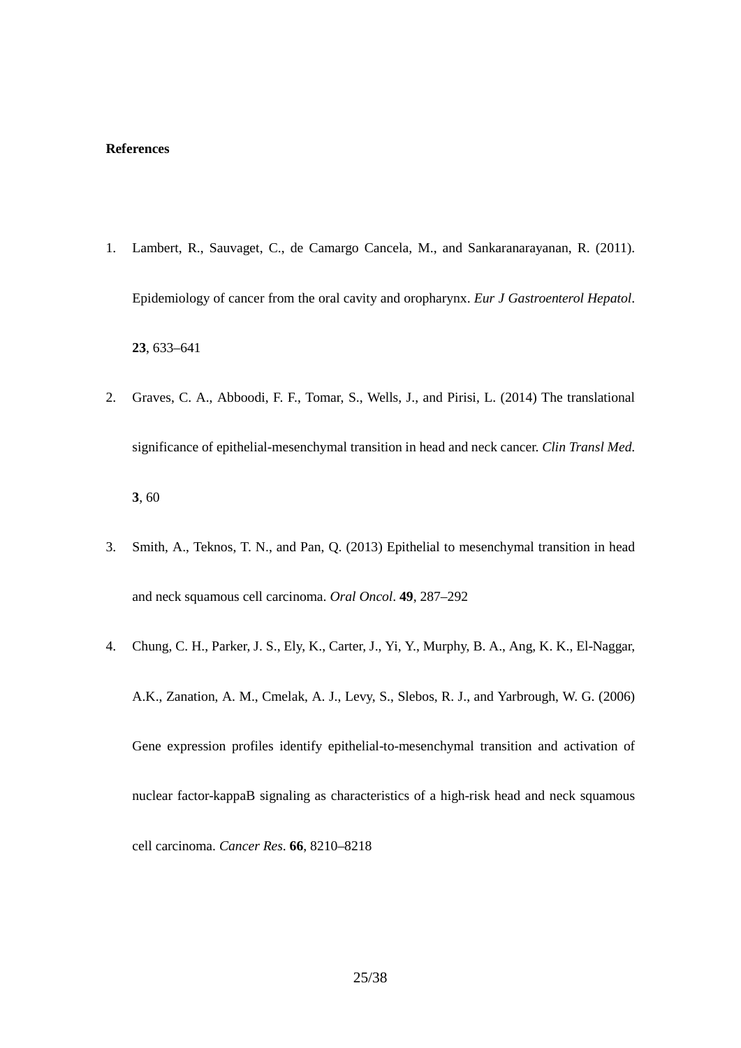**References**

1. Lambert, R., Sauvaget, C., de Camargo Cancela, M., and Sankaranarayanan, R. (2011). Epidemiology of cancer from the oral cavity and oropharynx. *Eur J Gastroenterol Hepatol*. **23**, 633–641
2. Graves, C. A., Abboodi, F. F., Tomar, S., Wells, J., and Pirisi, L. (2014) The translational significance of epithelial-mesenchymal transition in head and neck cancer. *Clin Transl Med.* **3**, 60
3. Smith, A., Teknos, T. N., and Pan, Q. (2013) Epithelial to mesenchymal transition in head and neck squamous cell carcinoma. *Oral Oncol*. **49**, 287–292
4. Chung, C. H., Parker, J. S., Ely, K., Carter, J., Yi, Y., Murphy, B. A., Ang, K. K., El-Naggar, A.K., Zanation, A. M., Cmelak, A. J., Levy, S., Slebos, R. J., and Yarbrough, W. G. (2006) Gene expression profiles identify epithelial-to-mesenchymal transition and activation of nuclear factor-kappaB signaling as characteristics of a high-risk head and neck squamous cell carcinoma. *Cancer Res*. **66**, 8210–8218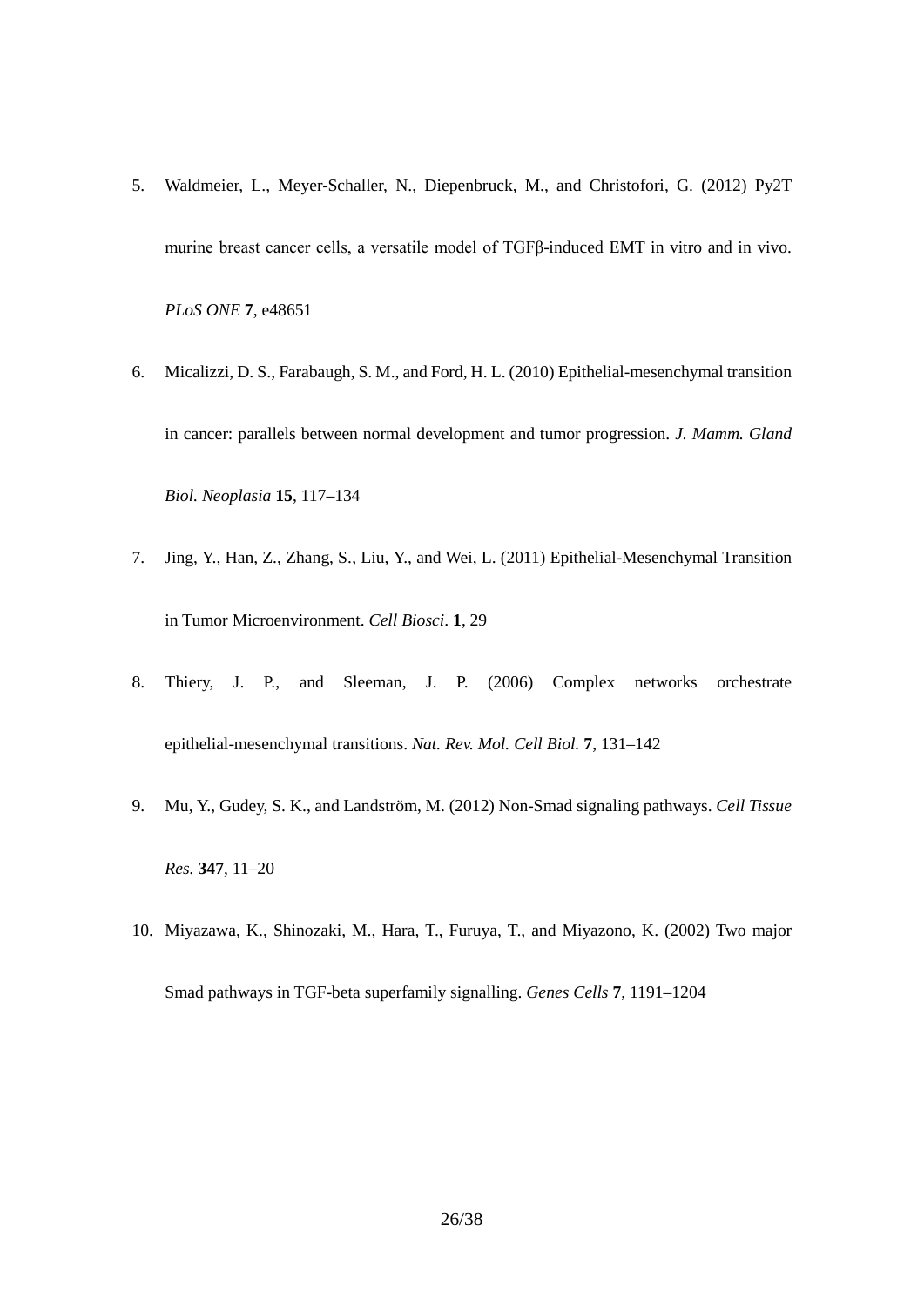5. Waldmeier, L., Meyer-Schaller, N., Diepenbruck, M., and Christofori, G. (2012) Py2T murine breast cancer cells, a versatile model of TGFβ-induced EMT in vitro and in vivo. *PLoS ONE* **7**, e48651

6. Micalizzi, D. S., Farabaugh, S. M., and Ford, H. L. (2010) Epithelial-mesenchymal transition in cancer: parallels between normal development and tumor progression. *J. Mamm. Gland Biol. Neoplasia* **15**, 117–134

7. Jing, Y., Han, Z., Zhang, S., Liu, Y., and Wei, L. (2011) Epithelial-Mesenchymal Transition in Tumor Microenvironment. *Cell Biosci*. **1**, 29

8. Thiery, J. P., and Sleeman, J. P. (2006) Complex networks orchestrate epithelial-mesenchymal transitions. *Nat. Rev. Mol. Cell Biol.* **7**, 131–142

9. Mu, Y., Gudey, S. K., and Landström, M. (2012) Non-Smad signaling pathways. *Cell Tissue Res.* **347**, 11–20

10. Miyazawa, K., Shinozaki, M., Hara, T., Furuya, T., and Miyazono, K. (2002) Two major Smad pathways in TGF-beta superfamily signalling. *Genes Cells* **7**, 1191–1204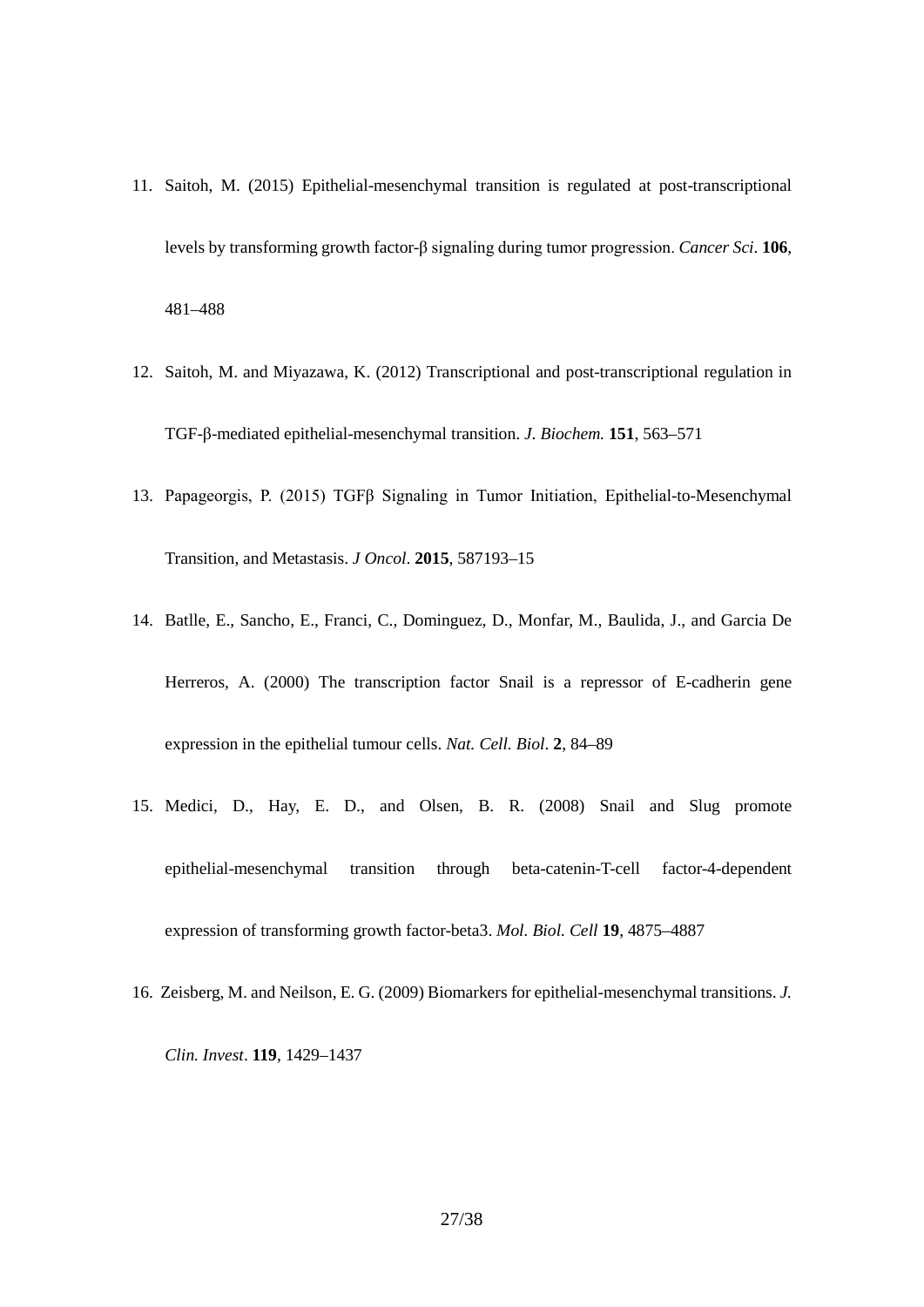11. Saitoh, M. (2015) Epithelial-mesenchymal transition is regulated at post-transcriptional levels by transforming growth factor-β signaling during tumor progression. *Cancer Sci*. **106**, 481–488

12. Saitoh, M. and Miyazawa, K. (2012) Transcriptional and post-transcriptional regulation in TGF-β-mediated epithelial-mesenchymal transition. *J. Biochem.* **151**, 563–571

13. Papageorgis, P. (2015) TGFβ Signaling in Tumor Initiation, Epithelial-to-Mesenchymal Transition, and Metastasis. *J Oncol*. **2015**, 587193–15

14. Batlle, E., Sancho, E., Franci, C., Dominguez, D., Monfar, M., Baulida, J., and Garcia De Herreros, A. (2000) The transcription factor Snail is a repressor of E-cadherin gene expression in the epithelial tumour cells. *Nat. Cell. Biol*. **2**, 84–89

15. Medici, D., Hay, E. D., and Olsen, B. R. (2008) Snail and Slug promote epithelial-mesenchymal transition through beta-catenin-T-cell factor-4-dependent expression of transforming growth factor-beta3. *Mol. Biol. Cell* **19**, 4875–4887

16. Zeisberg, M. and Neilson, E. G. (2009) Biomarkers for epithelial-mesenchymal transitions. *J. Clin. Invest*. **119**, 1429–1437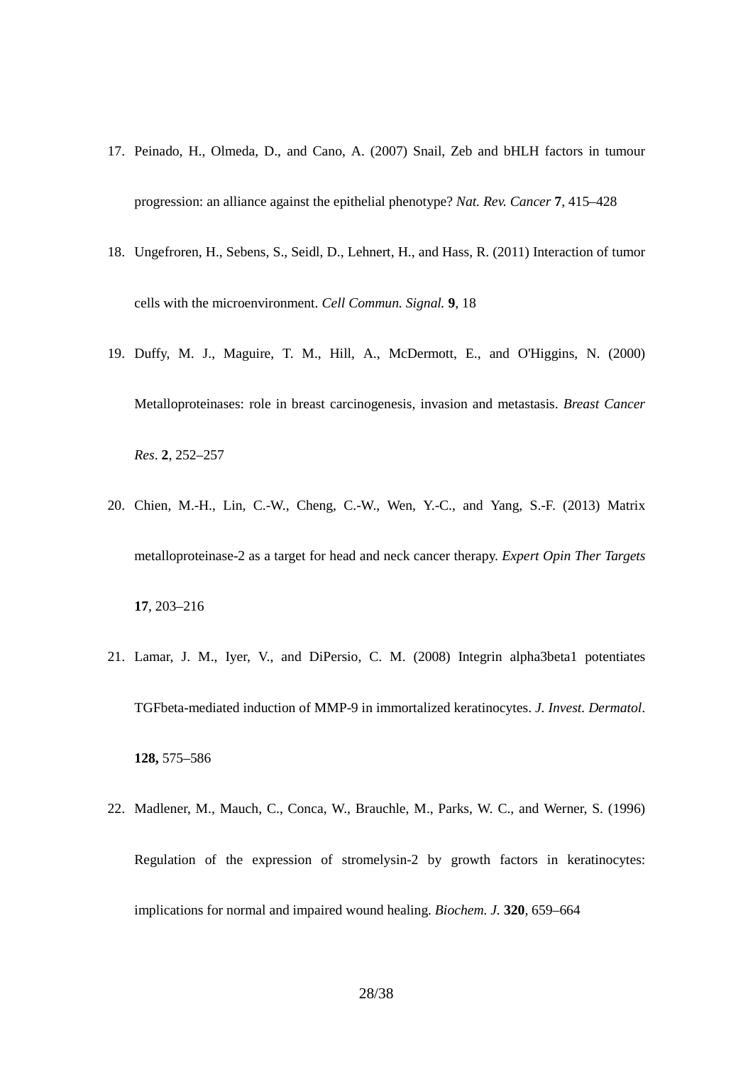17. Peinado, H., Olmeda, D., and Cano, A. (2007) Snail, Zeb and bHLH factors in tumour progression: an alliance against the epithelial phenotype? *Nat. Rev. Cancer* **7**, 415–428

18. Ungefroren, H., Sebens, S., Seidl, D., Lehnert, H., and Hass, R. (2011) Interaction of tumor cells with the microenvironment. *Cell Commun. Signal.* **9**, 18

19. Duffy, M. J., Maguire, T. M., Hill, A., McDermott, E., and O'Higgins, N. (2000) Metalloproteinases: role in breast carcinogenesis, invasion and metastasis. *Breast Cancer Res*. **2**, 252–257

20. Chien, M.-H., Lin, C.-W., Cheng, C.-W., Wen, Y.-C., and Yang, S.-F. (2013) Matrix metalloproteinase-2 as a target for head and neck cancer therapy. *Expert Opin Ther Targets* **17**, 203–216

21. Lamar, J. M., Iyer, V., and DiPersio, C. M. (2008) Integrin alpha3beta1 potentiates TGFbeta-mediated induction of MMP-9 in immortalized keratinocytes. *J. Invest. Dermatol*. **128,** 575–586

22. Madlener, M., Mauch, C., Conca, W., Brauchle, M., Parks, W. C., and Werner, S. (1996) Regulation of the expression of stromelysin-2 by growth factors in keratinocytes: implications for normal and impaired wound healing. *Biochem. J.* **320**, 659–664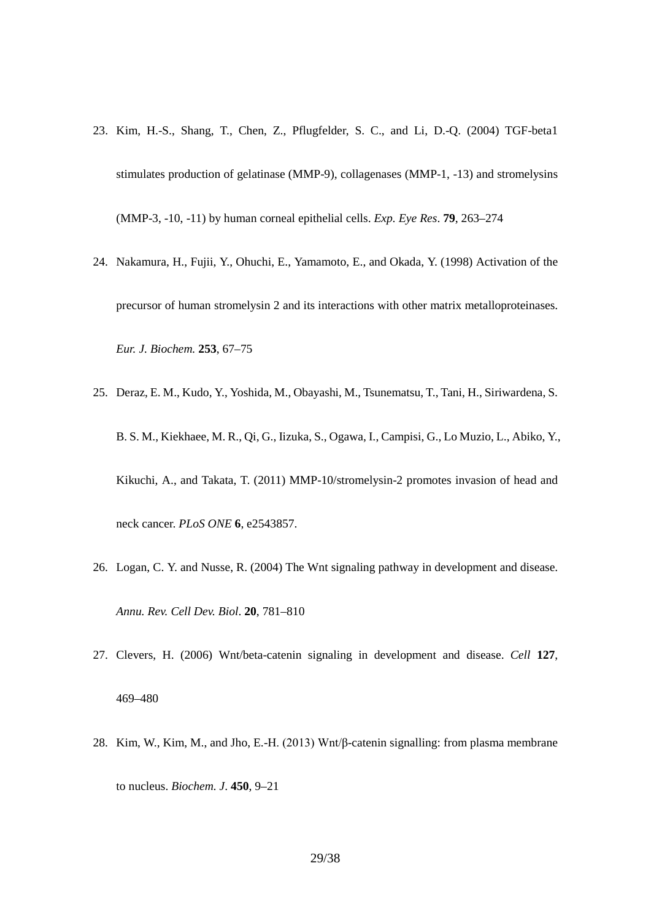23. Kim, H.-S., Shang, T., Chen, Z., Pflugfelder, S. C., and Li, D.-Q. (2004) TGF-beta1 stimulates production of gelatinase (MMP-9), collagenases (MMP-1, -13) and stromelysins (MMP-3, -10, -11) by human corneal epithelial cells. *Exp. Eye Res*. **79**, 263–274
24. Nakamura, H., Fujii, Y., Ohuchi, E., Yamamoto, E., and Okada, Y. (1998) Activation of the precursor of human stromelysin 2 and its interactions with other matrix metalloproteinases. *Eur. J. Biochem.* **253**, 67–75
25. Deraz, E. M., Kudo, Y., Yoshida, M., Obayashi, M., Tsunematsu, T., Tani, H., Siriwardena, S. B. S. M., Kiekhaee, M. R., Qi, G., Iizuka, S., Ogawa, I., Campisi, G., Lo Muzio, L., Abiko, Y., Kikuchi, A., and Takata, T. (2011) MMP-10/stromelysin-2 promotes invasion of head and neck cancer. *PLoS ONE* **6**, e2543857.
26. Logan, C. Y. and Nusse, R. (2004) The Wnt signaling pathway in development and disease. *Annu. Rev. Cell Dev. Biol*. **20**, 781–810
27. Clevers, H. (2006) Wnt/beta-catenin signaling in development and disease. *Cell* **127**, 469–480
28. Kim, W., Kim, M., and Jho, E.-H. (2013) Wnt/β-catenin signalling: from plasma membrane to nucleus. *Biochem. J*. **450**, 9–21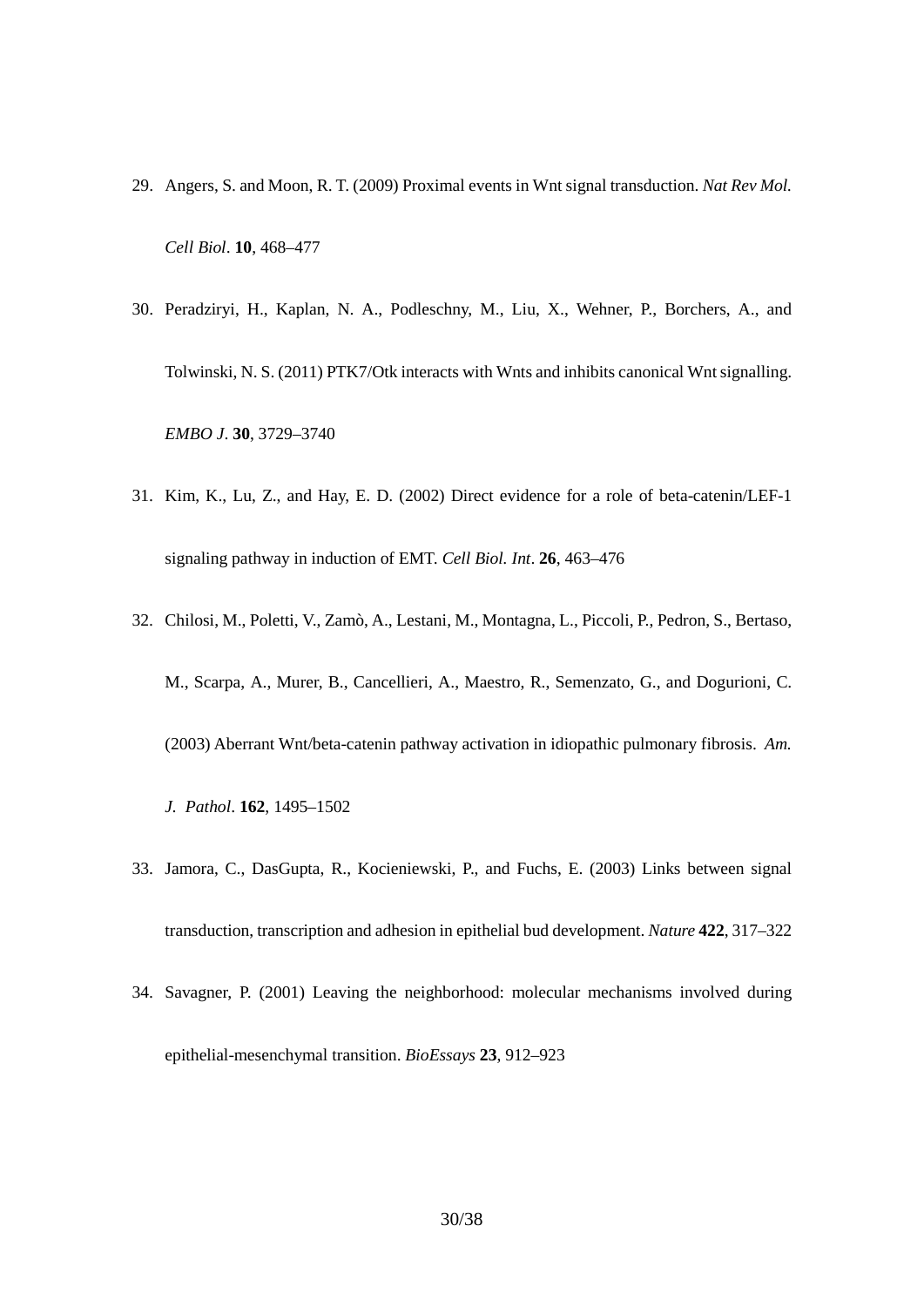29. Angers, S. and Moon, R. T. (2009) Proximal events in Wnt signal transduction. *Nat Rev Mol. Cell Biol*. **10**, 468–477

30. Peradziryi, H., Kaplan, N. A., Podleschny, M., Liu, X., Wehner, P., Borchers, A., and Tolwinski, N. S. (2011) PTK7/Otk interacts with Wnts and inhibits canonical Wnt signalling. *EMBO J*. **30**, 3729–3740

31. Kim, K., Lu, Z., and Hay, E. D. (2002) Direct evidence for a role of beta-catenin/LEF-1 signaling pathway in induction of EMT. *Cell Biol. Int*. **26**, 463–476

32. Chilosi, M., Poletti, V., Zamò, A., Lestani, M., Montagna, L., Piccoli, P., Pedron, S., Bertaso, M., Scarpa, A., Murer, B., Cancellieri, A., Maestro, R., Semenzato, G., and Dogurioni, C. (2003) Aberrant Wnt/beta-catenin pathway activation in idiopathic pulmonary fibrosis. *Am. J. Pathol*. **162**, 1495–1502

33. Jamora, C., DasGupta, R., Kocieniewski, P., and Fuchs, E. (2003) Links between signal transduction, transcription and adhesion in epithelial bud development. *Nature* **422**, 317–322

34. Savagner, P. (2001) Leaving the neighborhood: molecular mechanisms involved during epithelial-mesenchymal transition. *BioEssays* **23**, 912–923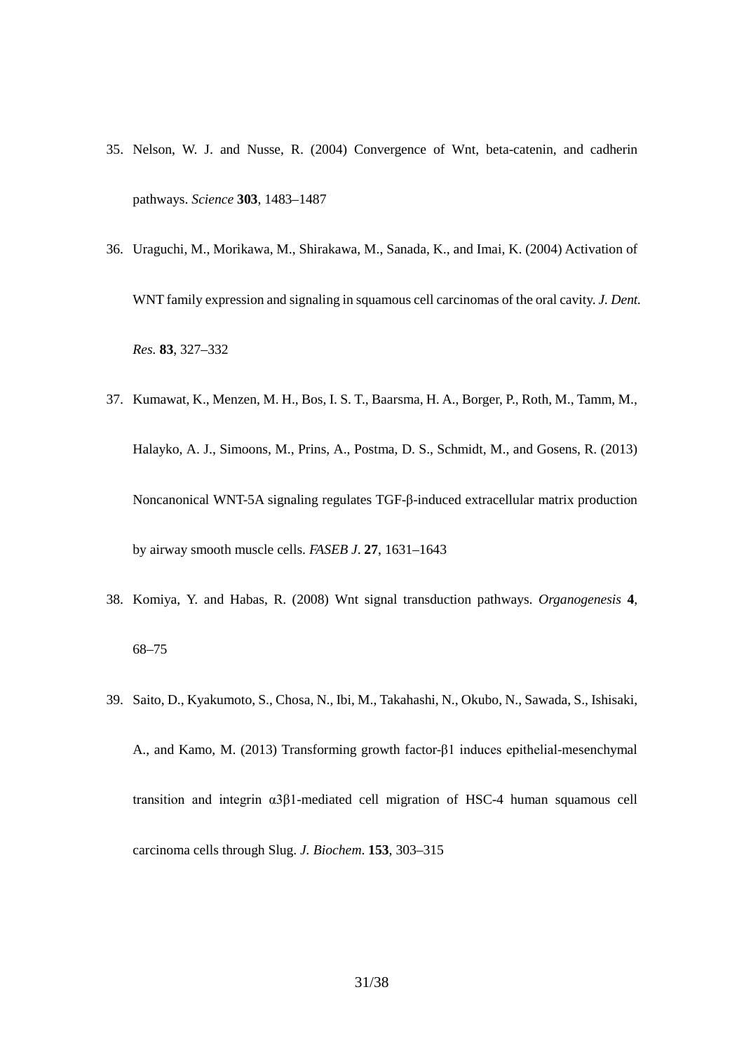35. Nelson, W. J. and Nusse, R. (2004) Convergence of Wnt, beta-catenin, and cadherin pathways. *Science* **303**, 1483–1487

36. Uraguchi, M., Morikawa, M., Shirakawa, M., Sanada, K., and Imai, K. (2004) Activation of WNT family expression and signaling in squamous cell carcinomas of the oral cavity. *J. Dent. Res.* **83**, 327–332

37. Kumawat, K., Menzen, M. H., Bos, I. S. T., Baarsma, H. A., Borger, P., Roth, M., Tamm, M., Halayko, A. J., Simoons, M., Prins, A., Postma, D. S., Schmidt, M., and Gosens, R. (2013) Noncanonical WNT-5A signaling regulates TGF-β-induced extracellular matrix production by airway smooth muscle cells. *FASEB J.* **27**, 1631–1643

38. Komiya, Y. and Habas, R. (2008) Wnt signal transduction pathways. *Organogenesis* **4**, 68–75

39. Saito, D., Kyakumoto, S., Chosa, N., Ibi, M., Takahashi, N., Okubo, N., Sawada, S., Ishisaki, A., and Kamo, M. (2013) Transforming growth factor-β1 induces epithelial-mesenchymal transition and integrin α3β1-mediated cell migration of HSC-4 human squamous cell carcinoma cells through Slug. *J. Biochem.* **153**, 303–315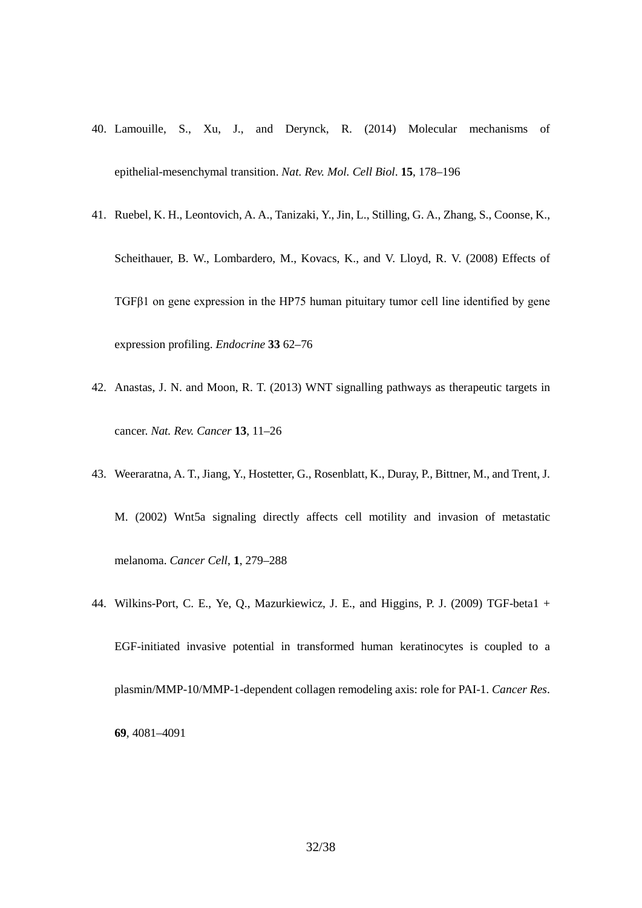40. Lamouille, S., Xu, J., and Derynck, R. (2014) Molecular mechanisms of epithelial-mesenchymal transition. *Nat. Rev. Mol. Cell Biol*. **15**, 178–196

41. Ruebel, K. H., Leontovich, A. A., Tanizaki, Y., Jin, L., Stilling, G. A., Zhang, S., Coonse, K., Scheithauer, B. W., Lombardero, M., Kovacs, K., and V. Lloyd, R. V. (2008) Effects of TGFβ1 on gene expression in the HP75 human pituitary tumor cell line identified by gene expression profiling. *Endocrine* **33** 62–76

42. Anastas, J. N. and Moon, R. T. (2013) WNT signalling pathways as therapeutic targets in cancer. *Nat. Rev. Cancer* **13**, 11–26

43. Weeraratna, A. T., Jiang, Y., Hostetter, G., Rosenblatt, K., Duray, P., Bittner, M., and Trent, J. M. (2002) Wnt5a signaling directly affects cell motility and invasion of metastatic melanoma. *Cancer Cell*, **1**, 279–288

44. Wilkins-Port, C. E., Ye, Q., Mazurkiewicz, J. E., and Higgins, P. J. (2009) TGF-beta1 + EGF-initiated invasive potential in transformed human keratinocytes is coupled to a plasmin/MMP-10/MMP-1-dependent collagen remodeling axis: role for PAI-1. *Cancer Res*. **69**, 4081–4091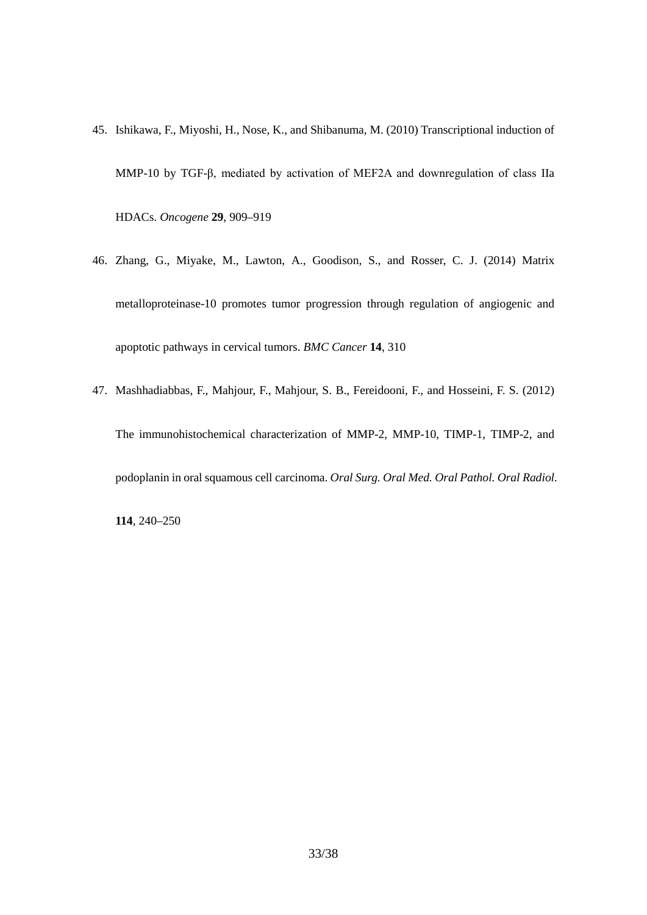45. Ishikawa, F., Miyoshi, H., Nose, K., and Shibanuma, M. (2010) Transcriptional induction of MMP-10 by TGF-β, mediated by activation of MEF2A and downregulation of class IIa HDACs. *Oncogene* **29**, 909–919

46. Zhang, G., Miyake, M., Lawton, A., Goodison, S., and Rosser, C. J. (2014) Matrix metalloproteinase-10 promotes tumor progression through regulation of angiogenic and apoptotic pathways in cervical tumors. *BMC Cancer* **14**, 310

47. Mashhadiabbas, F., Mahjour, F., Mahjour, S. B., Fereidooni, F., and Hosseini, F. S. (2012) The immunohistochemical characterization of MMP-2, MMP-10, TIMP-1, TIMP-2, and podoplanin in oral squamous cell carcinoma. *Oral Surg. Oral Med. Oral Pathol. Oral Radiol.* **114**, 240–250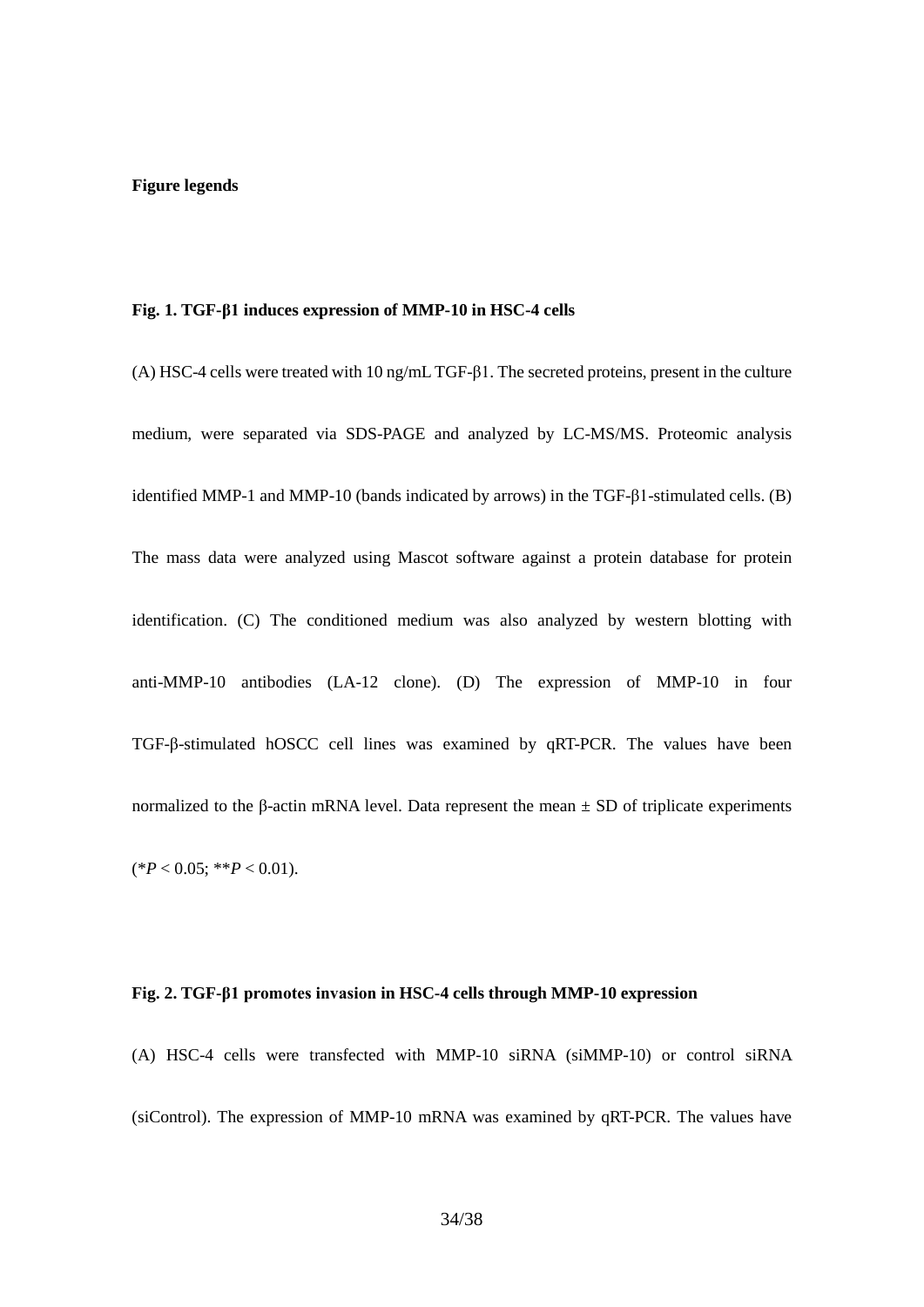**Figure legends**

**Fig. 1. TGF-β1 induces expression of MMP-10 in HSC-4 cells**

(A) HSC-4 cells were treated with 10 ng/mL TGF-β1. The secreted proteins, present in the culture medium, were separated via SDS-PAGE and analyzed by LC-MS/MS. Proteomic analysis identified MMP-1 and MMP-10 (bands indicated by arrows) in the TGF-β1-stimulated cells. (B) The mass data were analyzed using Mascot software against a protein database for protein identification. (C) The conditioned medium was also analyzed by western blotting with anti-MMP-10 antibodies (LA-12 clone). (D) The expression of MMP-10 in four TGF-β-stimulated hOSCC cell lines was examined by qRT-PCR. The values have been normalized to the β-actin mRNA level. Data represent the mean ± SD of triplicate experiments (\*$P < 0.05$; \*\*$P < 0.01$).

**Fig. 2. TGF-β1 promotes invasion in HSC-4 cells through MMP-10 expression**

(A) HSC-4 cells were transfected with MMP-10 siRNA (siMMP-10) or control siRNA (siControl). The expression of MMP-10 mRNA was examined by qRT-PCR. The values have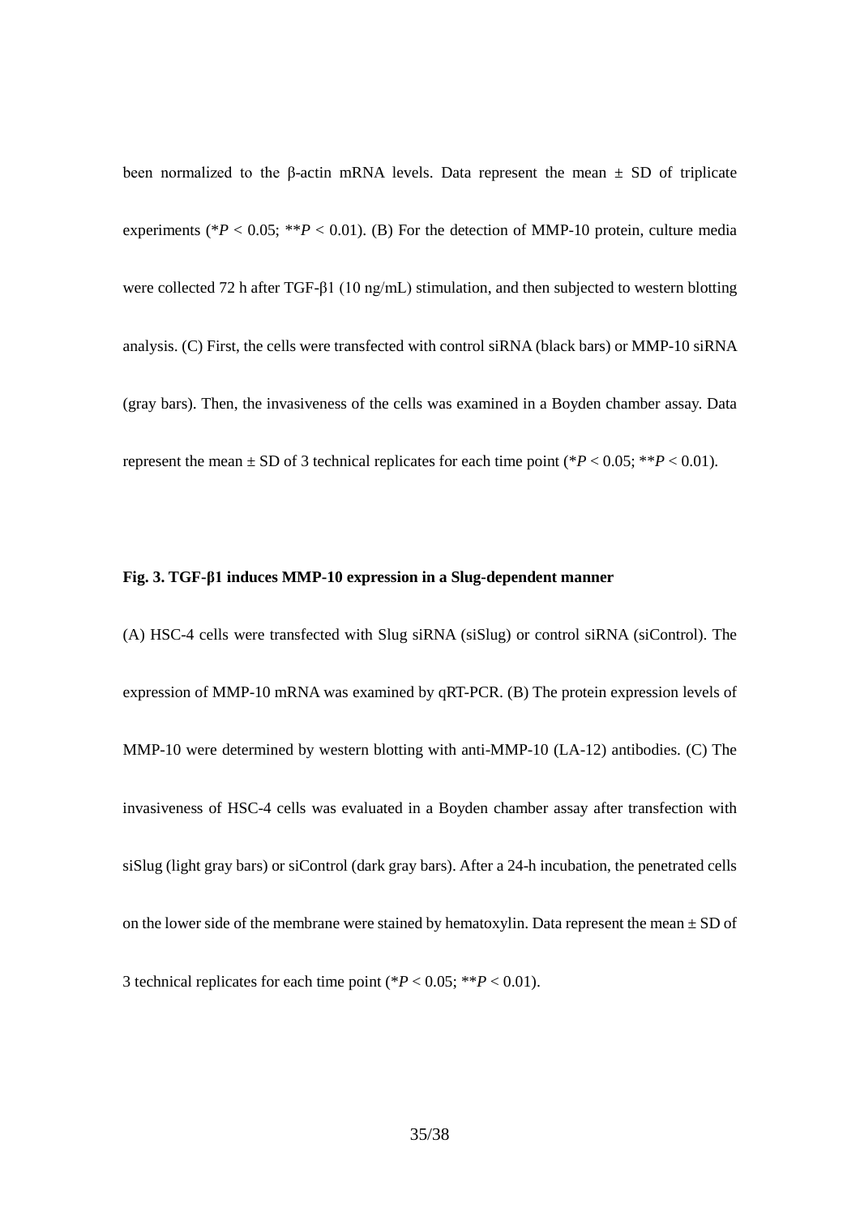been normalized to the β-actin mRNA levels. Data represent the mean ± SD of triplicate experiments (\**P* < 0.05; \*\**P* < 0.01). (B) For the detection of MMP-10 protein, culture media were collected 72 h after TGF-β1 (10 ng/mL) stimulation, and then subjected to western blotting analysis. (C) First, the cells were transfected with control siRNA (black bars) or MMP-10 siRNA (gray bars). Then, the invasiveness of the cells was examined in a Boyden chamber assay. Data represent the mean ± SD of 3 technical replicates for each time point (\**P* < 0.05; \*\**P* < 0.01).

**Fig. 3. TGF-β1 induces MMP-10 expression in a Slug-dependent manner**

(A) HSC-4 cells were transfected with Slug siRNA (siSlug) or control siRNA (siControl). The expression of MMP-10 mRNA was examined by qRT-PCR. (B) The protein expression levels of MMP-10 were determined by western blotting with anti-MMP-10 (LA-12) antibodies. (C) The invasiveness of HSC-4 cells was evaluated in a Boyden chamber assay after transfection with siSlug (light gray bars) or siControl (dark gray bars). After a 24-h incubation, the penetrated cells on the lower side of the membrane were stained by hematoxylin. Data represent the mean ± SD of 3 technical replicates for each time point (\**P* < 0.05; \*\**P* < 0.01).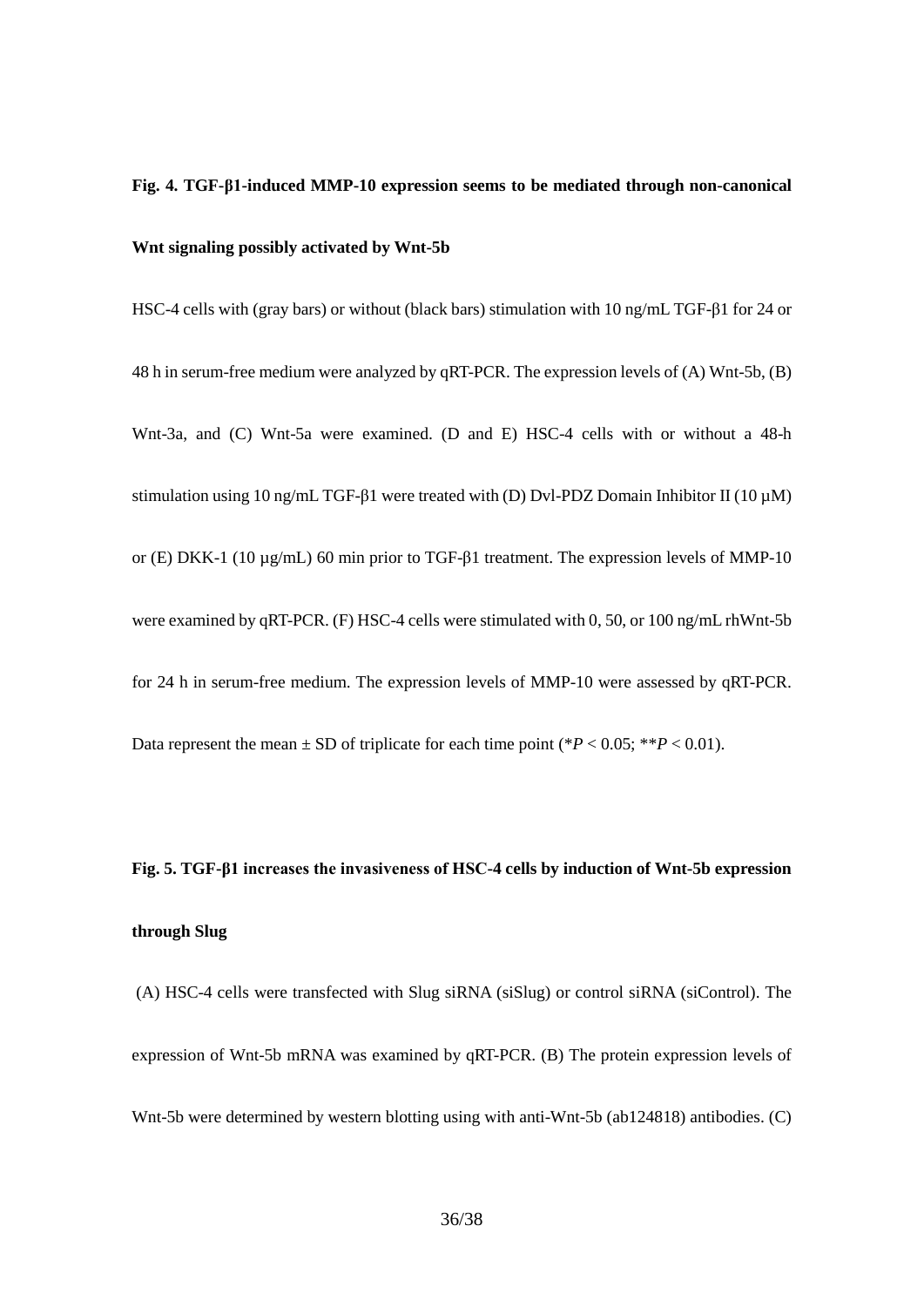**Fig. 4. TGF-β1-induced MMP-10 expression seems to be mediated through non-canonical Wnt signaling possibly activated by Wnt-5b**

HSC-4 cells with (gray bars) or without (black bars) stimulation with 10 ng/mL TGF-β1 for 24 or 48 h in serum-free medium were analyzed by qRT-PCR. The expression levels of (A) Wnt-5b, (B) Wnt-3a, and (C) Wnt-5a were examined. (D and E) HSC-4 cells with or without a 48-h stimulation using 10 ng/mL TGF-β1 were treated with (D) Dvl-PDZ Domain Inhibitor II (10 μM) or (E) DKK-1 (10 μg/mL) 60 min prior to TGF-β1 treatment. The expression levels of MMP-10 were examined by qRT-PCR. (F) HSC-4 cells were stimulated with 0, 50, or 100 ng/mL rhWnt-5b for 24 h in serum-free medium. The expression levels of MMP-10 were assessed by qRT-PCR. Data represent the mean ± SD of triplicate for each time point (* $P < 0.05$; ** $P < 0.01$).

**Fig. 5. TGF-β1 increases the invasiveness of HSC-4 cells by induction of Wnt-5b expression through Slug**

(A) HSC-4 cells were transfected with Slug siRNA (siSlug) or control siRNA (siControl). The expression of Wnt-5b mRNA was examined by qRT-PCR. (B) The protein expression levels of Wnt-5b were determined by western blotting using with anti-Wnt-5b (ab124818) antibodies. (C)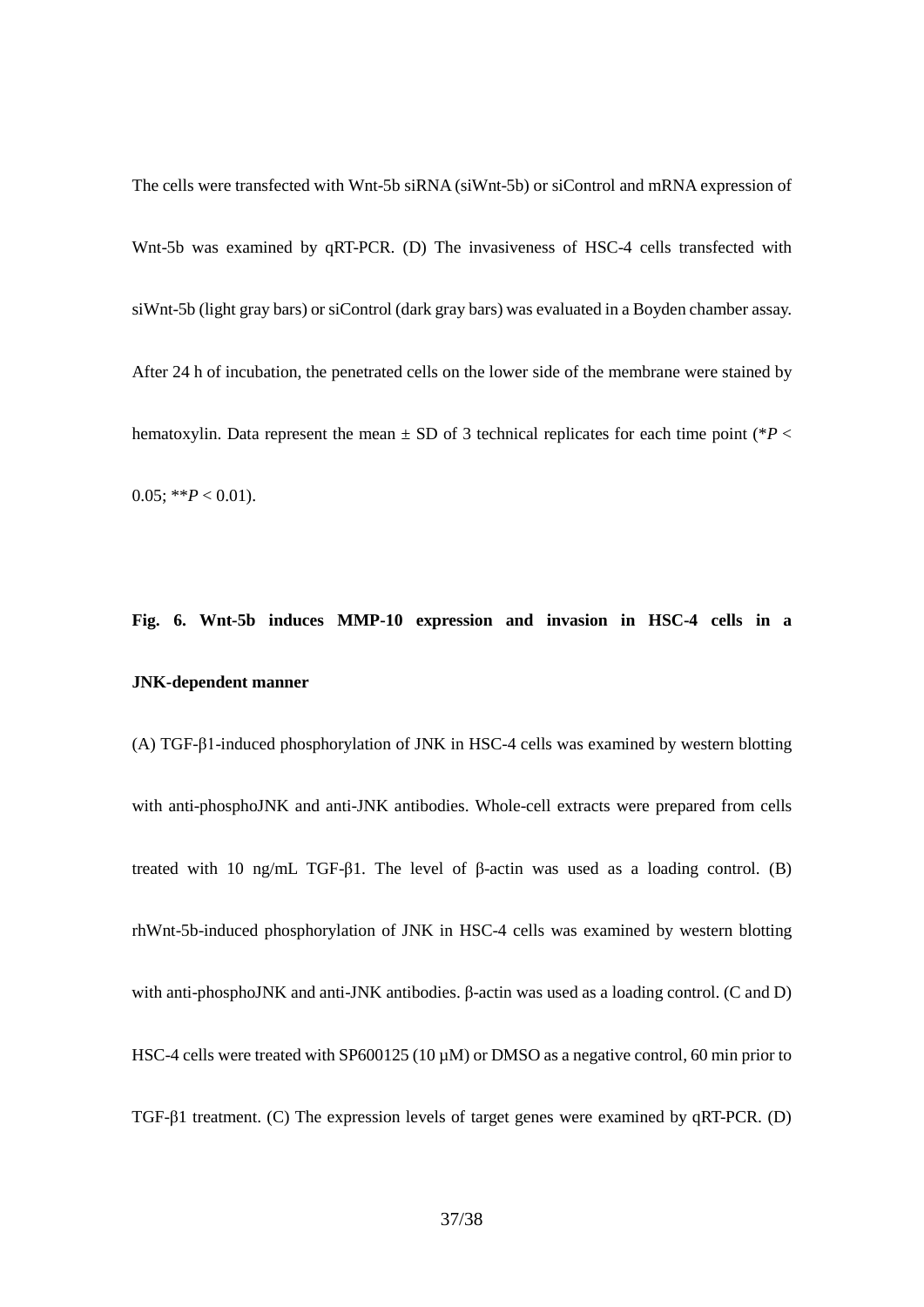The cells were transfected with Wnt-5b siRNA (siWnt-5b) or siControl and mRNA expression of Wnt-5b was examined by qRT-PCR. (D) The invasiveness of HSC-4 cells transfected with siWnt-5b (light gray bars) or siControl (dark gray bars) was evaluated in a Boyden chamber assay. After 24 h of incubation, the penetrated cells on the lower side of the membrane were stained by hematoxylin. Data represent the mean ± SD of 3 technical replicates for each time point (\*$P < 0.05$; \*\*$P < 0.01$).

**Fig. 6. Wnt-5b induces MMP-10 expression and invasion in HSC-4 cells in a JNK-dependent manner**

(A) TGF-β1-induced phosphorylation of JNK in HSC-4 cells was examined by western blotting with anti-phosphoJNK and anti-JNK antibodies. Whole-cell extracts were prepared from cells treated with 10 ng/mL TGF-β1. The level of β-actin was used as a loading control. (B) rhWnt-5b-induced phosphorylation of JNK in HSC-4 cells was examined by western blotting with anti-phosphoJNK and anti-JNK antibodies. β-actin was used as a loading control. (C and D) HSC-4 cells were treated with SP600125 (10 μM) or DMSO as a negative control, 60 min prior to TGF-β1 treatment. (C) The expression levels of target genes were examined by qRT-PCR. (D)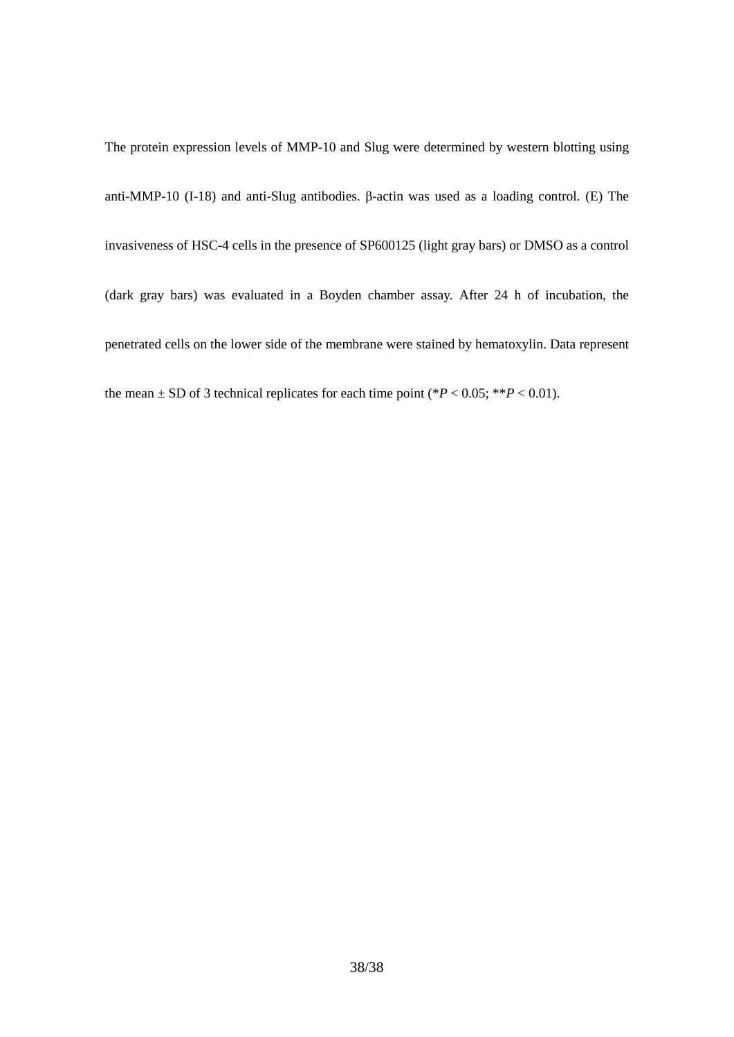The protein expression levels of MMP-10 and Slug were determined by western blotting using anti-MMP-10 (I-18) and anti-Slug antibodies. β-actin was used as a loading control. (E) The invasiveness of HSC-4 cells in the presence of SP600125 (light gray bars) or DMSO as a control (dark gray bars) was evaluated in a Boyden chamber assay. After 24 h of incubation, the penetrated cells on the lower side of the membrane were stained by hematoxylin. Data represent the mean ± SD of 3 technical replicates for each time point (\* $P < 0.05$; \*\* $P < 0.01$).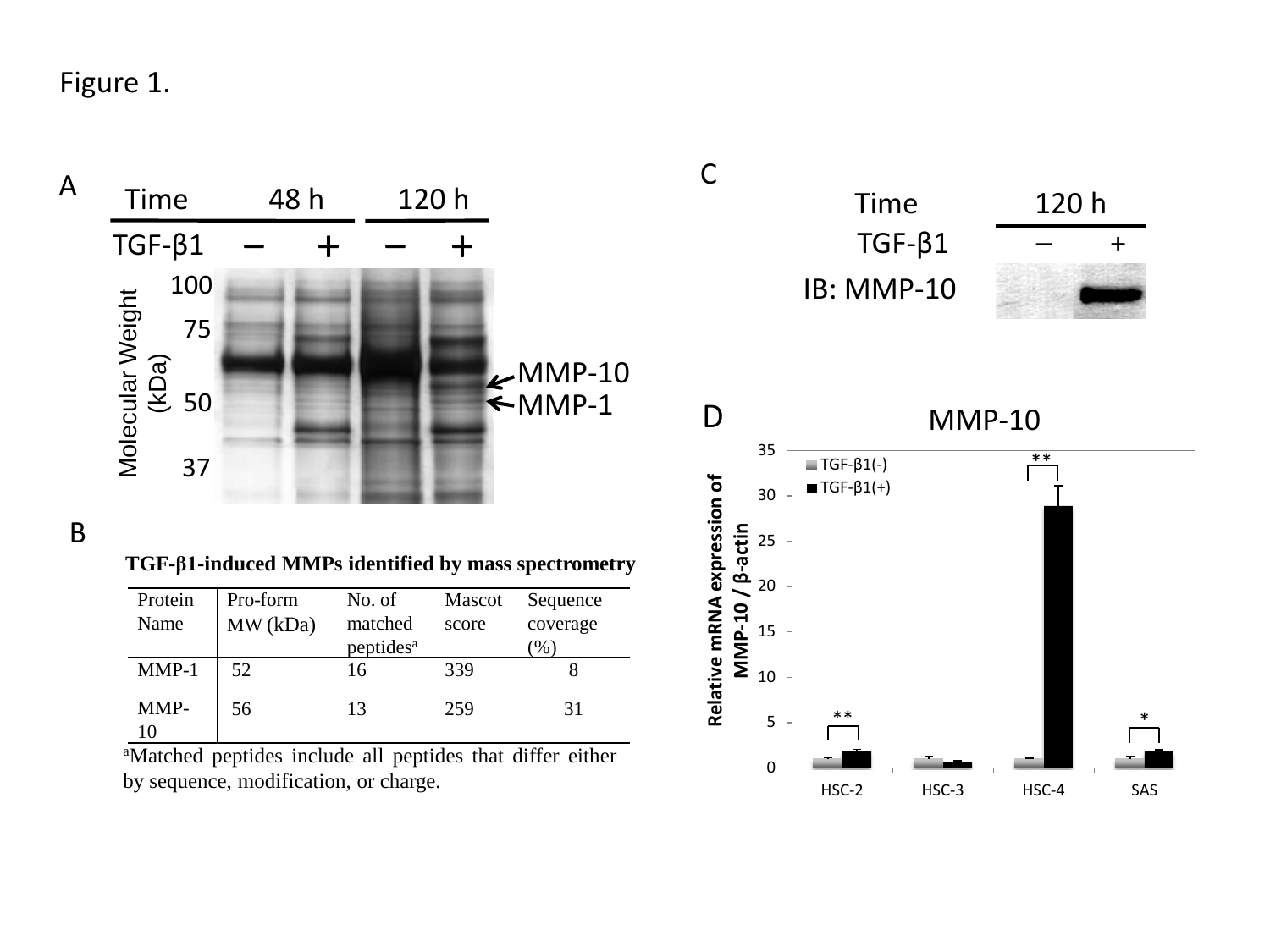Figure 1.

A

| Time | 48 h | | 120 h | |
|---|---|---|---|---|
| TGF-β1 | – | + | – | + |

Molecular Weight (kDa): 100, 75, 50, 37

MMP-10

MMP-1

B

**TGF-β1-induced MMPs identified by mass spectrometry**

| Protein Name | Pro-form MW (kDa) | No. of matched peptides[a] | Mascot score | Sequence coverage (%) |
|---|---|---|---|---|
| MMP-1 | 52 | 16 | 339 | 8 |
| MMP-10 | 56 | 13 | 259 | 31 |

[a]Matched peptides include all peptides that differ either by sequence, modification, or charge.

C

| Time | 120 h | |
|---|---|---|
| TGF-β1 | – | + |

IB: MMP-10

D

MMP-10

Relative mRNA expression of MMP-10 / β-actin

TGF-β1(-)

TGF-β1(+)

HSC-2 (**), HSC-3, HSC-4 (**), SAS (*)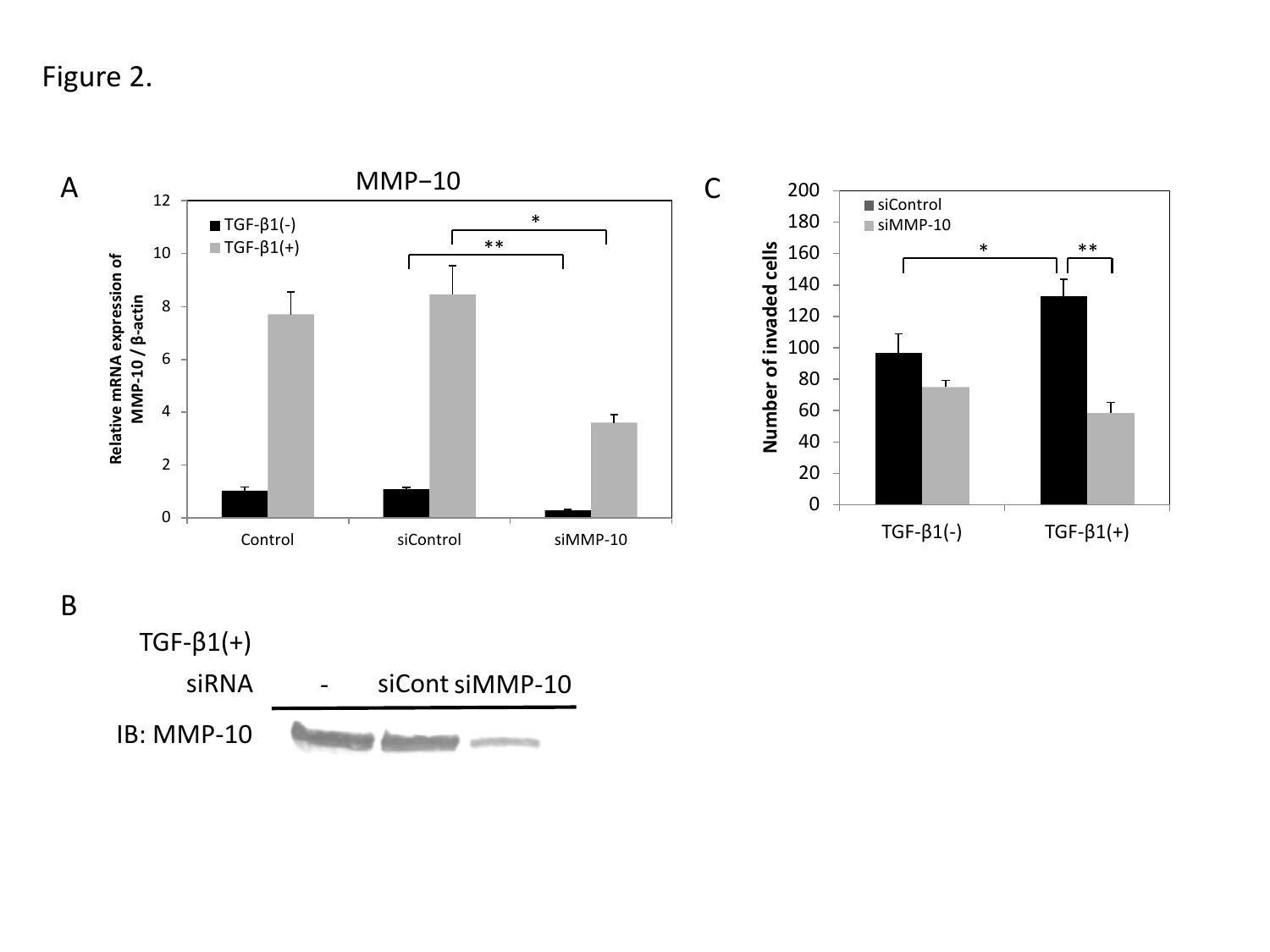Figure 2.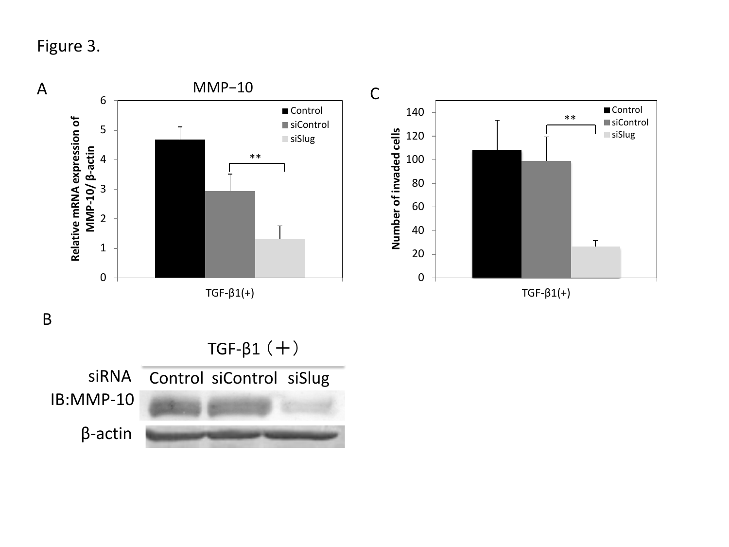Figure 3.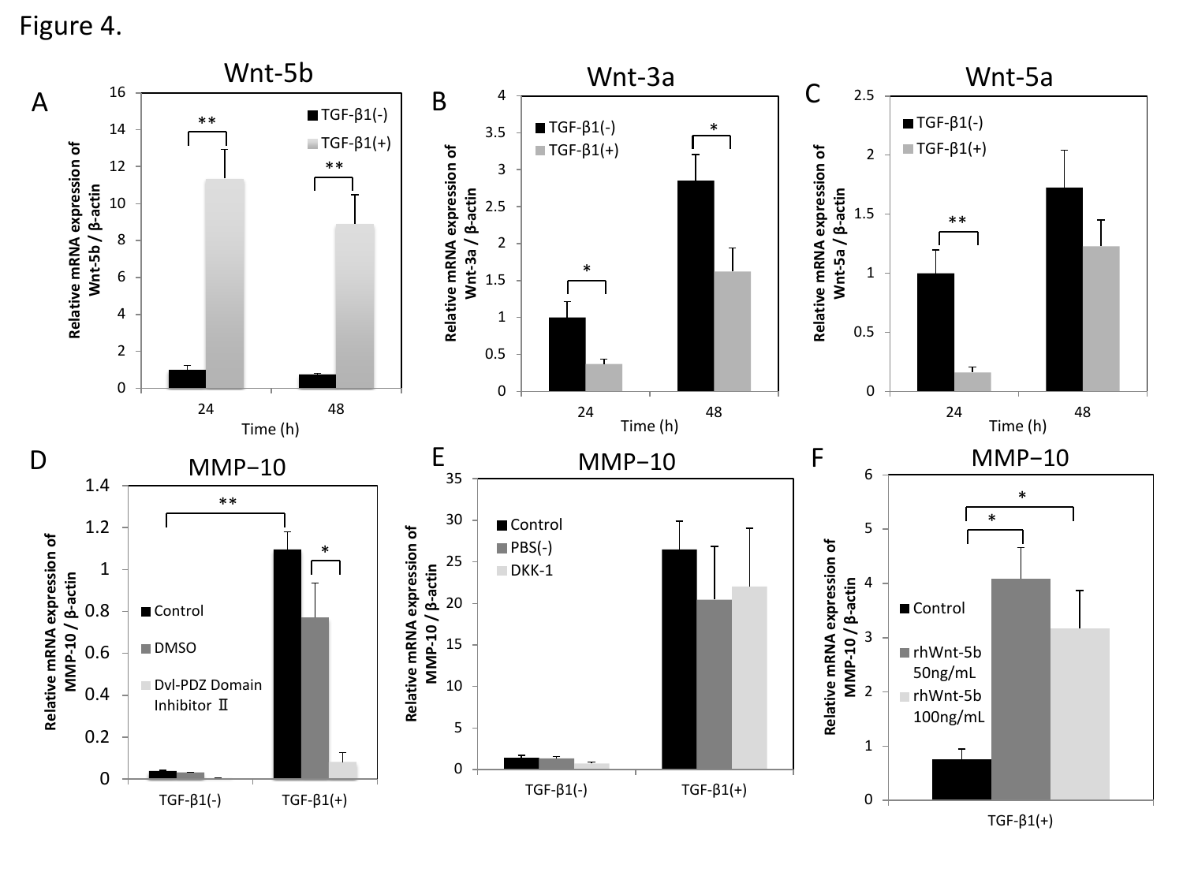Figure 4.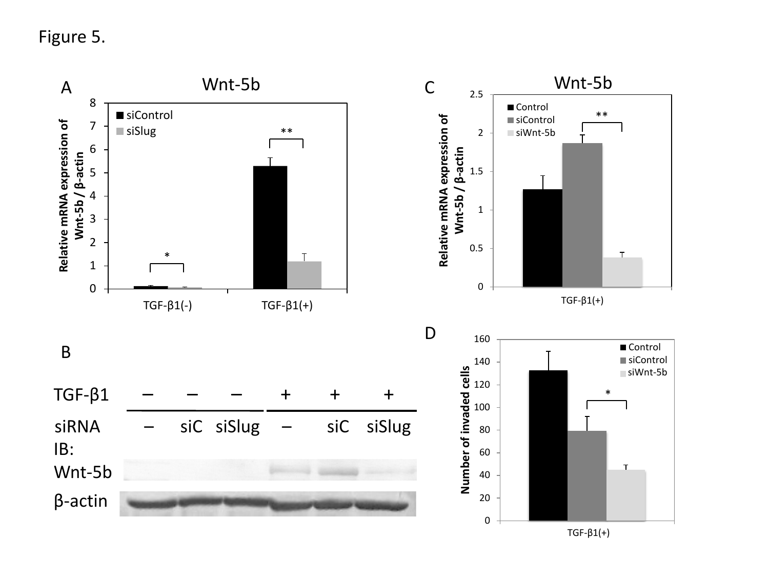Figure 5.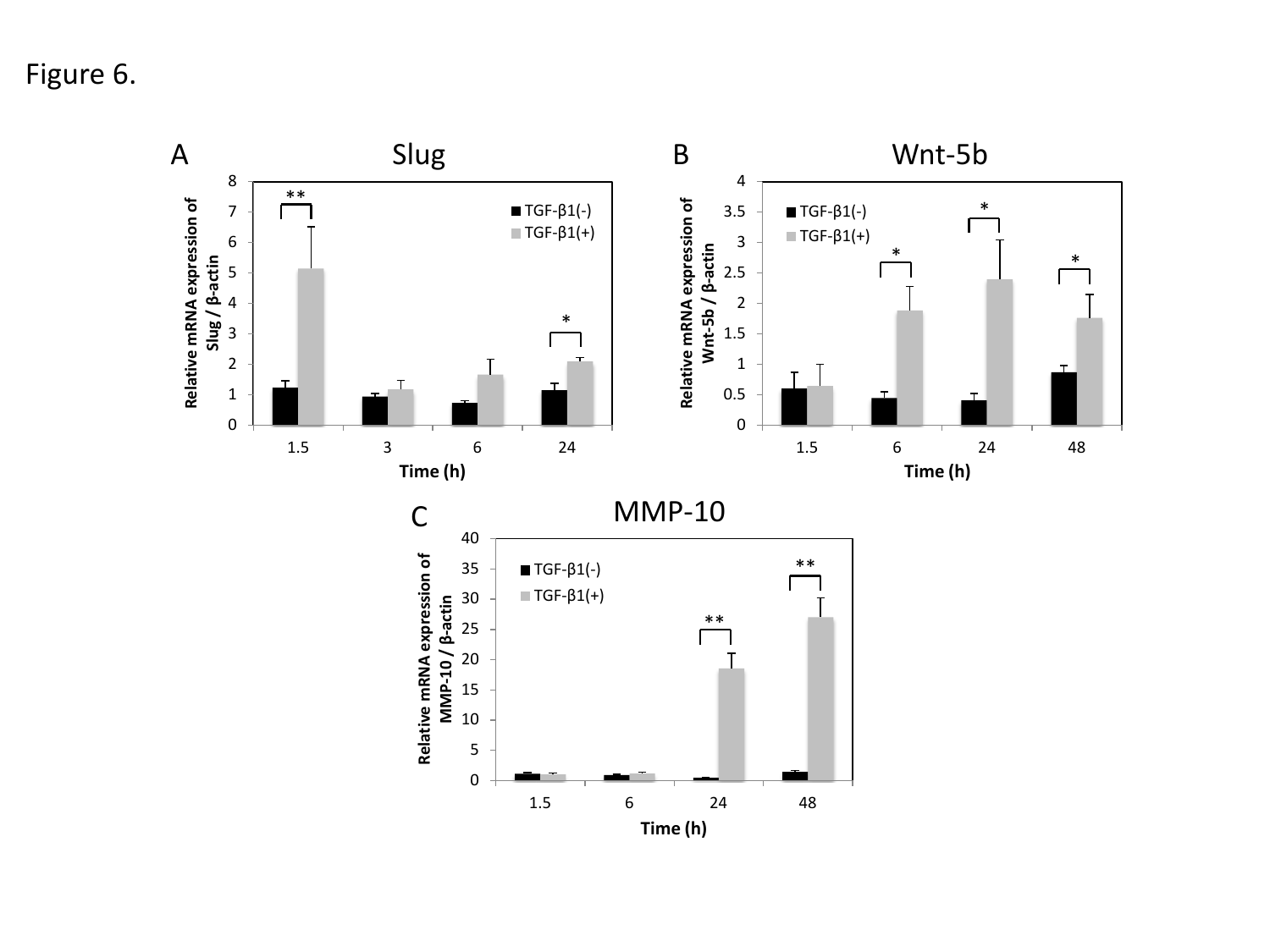Figure 6.

A

Slug

8
7
6
5
4
3
2
1
0

Relative mRNA expression of Slug / β-actin

**
*

TGF-β1(-)
TGF-β1(+)

1.5
3
6
24

Time (h)

B

Wnt-5b

4
3.5
3
2.5
2
1.5
1
0.5
0

Relative mRNA expression of Wnt-5b / β-actin

*
*
*

TGF-β1(-)
TGF-β1(+)

1.5
6
24
48

Time (h)

C

MMP-10

40
35
30
25
20
15
10
5
0

Relative mRNA expression of MMP-10 / β-actin

**
**

TGF-β1(-)
TGF-β1(+)

1.5
6
24
48

Time (h)